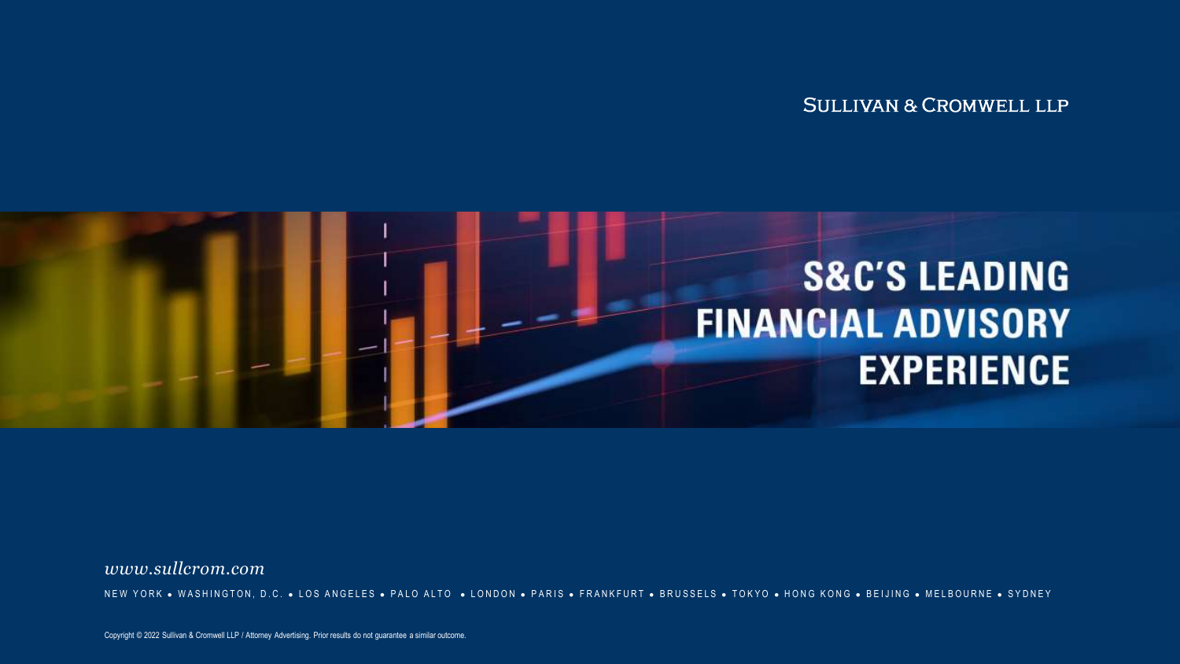SULLIVAN & CROMWELL LLP

# S&C'S LEADING FINANCIAL ADVISORY EXPERIENCE

*www.sullcrom.com*

NEW YORK • WASHINGTON, D.C. • LOS ANGELES • PALO ALTO • LONDON • PARIS • FRANKFURT • BRUSSELS • TOKYO • HONG KONG • BEIJING • MELBOURNE • SYDNEY

Copyright © 2022 Sullivan & Cromwell LLP / Attorney Advertising. Prior results do not guarantee a similar outcome.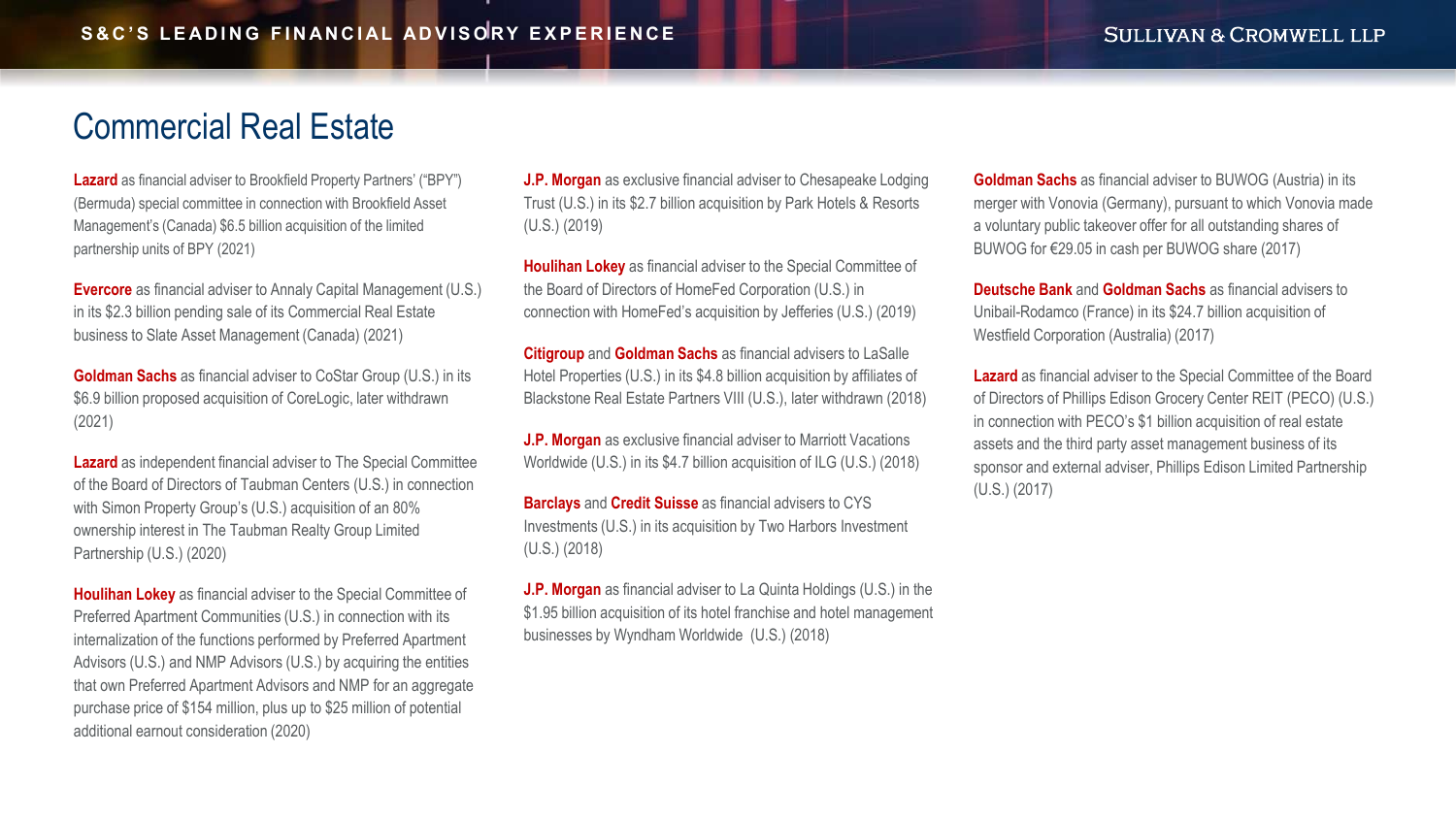# Commercial Real Estate

**Lazard** as financial adviser to Brookfield Property Partners' ("BPY") (Bermuda) special committee in connection with Brookfield Asset Management's (Canada) $6.5 billion acquisition of the limited partnership units of BPY (2021)

**Evercore** as financial adviser to Annaly Capital Management (U.S.) in its $2.3 billion pending sale of its Commercial Real Estate business to Slate Asset Management (Canada) (2021)

**Goldman Sachs** as financial adviser to CoStar Group (U.S.) in its $6.9 billion proposed acquisition of CoreLogic, later withdrawn (2021)

**Lazard** as independent financial adviser to The Special Committee of the Board of Directors of Taubman Centers (U.S.) in connection with Simon Property Group's (U.S.) acquisition of an 80% ownership interest in The Taubman Realty Group Limited Partnership (U.S.) (2020)

**Houlihan Lokey** as financial adviser to the Special Committee of Preferred Apartment Communities (U.S.) in connection with its internalization of the functions performed by Preferred Apartment Advisors (U.S.) and NMP Advisors (U.S.) by acquiring the entities that own Preferred Apartment Advisors and NMP for an aggregate purchase price of $154 million, plus up to $25 million of potential additional earnout consideration (2020)

**J.P. Morgan** as exclusive financial adviser to Chesapeake Lodging Trust (U.S.) in its $2.7 billion acquisition by Park Hotels & Resorts (U.S.) (2019)

**Houlihan Lokey** as financial adviser to the Special Committee of the Board of Directors of HomeFed Corporation (U.S.) in connection with HomeFed's acquisition by Jefferies (U.S.) (2019)

**Citigroup** and **Goldman Sachs** as financial advisers to LaSalle Hotel Properties (U.S.) in its $4.8 billion acquisition by affiliates of Blackstone Real Estate Partners VIII (U.S.), later withdrawn (2018)

**J.P. Morgan** as exclusive financial adviser to Marriott Vacations Worldwide (U.S.) in its $4.7 billion acquisition of ILG (U.S.) (2018)

**Barclays** and **Credit Suisse** as financial advisers to CYS Investments (U.S.) in its acquisition by Two Harbors Investment (U.S.) (2018)

**J.P. Morgan** as financial adviser to La Quinta Holdings (U.S.) in the $1.95 billion acquisition of its hotel franchise and hotel management businesses by Wyndham Worldwide (U.S.) (2018)

**Goldman Sachs** as financial adviser to BUWOG (Austria) in its merger with Vonovia (Germany), pursuant to which Vonovia made a voluntary public takeover offer for all outstanding shares of BUWOG for €29.05 in cash per BUWOG share (2017)

**Deutsche Bank** and **Goldman Sachs** as financial advisers to Unibail-Rodamco (France) in its $24.7 billion acquisition of Westfield Corporation (Australia) (2017)

**Lazard** as financial adviser to the Special Committee of the Board of Directors of Phillips Edison Grocery Center REIT (PECO) (U.S.) in connection with PECO's $1 billion acquisition of real estate assets and the third party asset management business of its sponsor and external adviser, Phillips Edison Limited Partnership (U.S.) (2017)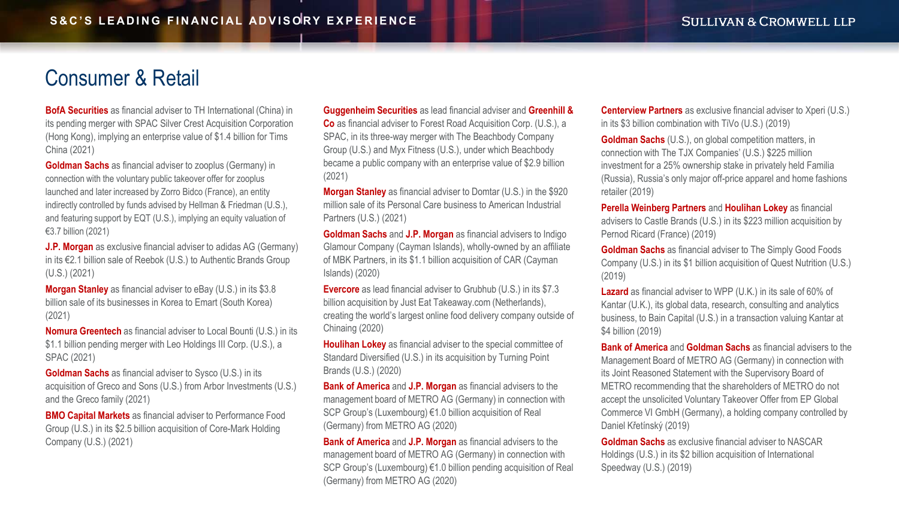# Consumer & Retail

**BofA Securities** as financial adviser to TH International (China) in its pending merger with SPAC Silver Crest Acquisition Corporation (Hong Kong), implying an enterprise value of $1.4 billion for Tims China (2021)

**Goldman Sachs** as financial adviser to zooplus (Germany) in connection with the voluntary public takeover offer for zooplus launched and later increased by Zorro Bidco (France), an entity indirectly controlled by funds advised by Hellman & Friedman (U.S.), and featuring support by EQT (U.S.), implying an equity valuation of €3.7 billion (2021)

**J.P. Morgan** as exclusive financial adviser to adidas AG (Germany) in its €2.1 billion sale of Reebok (U.S.) to Authentic Brands Group (U.S.) (2021)

**Morgan Stanley** as financial adviser to eBay (U.S.) in its $3.8 billion sale of its businesses in Korea to Emart (South Korea) (2021)

**Nomura Greentech** as financial adviser to Local Bounti (U.S.) in its $1.1 billion pending merger with Leo Holdings III Corp. (U.S.), a SPAC (2021)

**Goldman Sachs** as financial adviser to Sysco (U.S.) in its acquisition of Greco and Sons (U.S.) from Arbor Investments (U.S.) and the Greco family (2021)

**BMO Capital Markets** as financial adviser to Performance Food Group (U.S.) in its $2.5 billion acquisition of Core-Mark Holding Company (U.S.) (2021)

**Guggenheim Securities** as lead financial adviser and **Greenhill & Co** as financial adviser to Forest Road Acquisition Corp. (U.S.), a SPAC, in its three-way merger with The Beachbody Company Group (U.S.) and Myx Fitness (U.S.), under which Beachbody became a public company with an enterprise value of $2.9 billion (2021)

**Morgan Stanley** as financial adviser to Domtar (U.S.) in the $920 million sale of its Personal Care business to American Industrial Partners (U.S.) (2021)

**Goldman Sachs** and **J.P. Morgan** as financial advisers to Indigo Glamour Company (Cayman Islands), wholly-owned by an affiliate of MBK Partners, in its $1.1 billion acquisition of CAR (Cayman Islands) (2020)

**Evercore** as lead financial adviser to Grubhub (U.S.) in its $7.3 billion acquisition by Just Eat Takeaway.com (Netherlands), creating the world's largest online food delivery company outside of Chinaing (2020)

**Houlihan Lokey** as financial adviser to the special committee of Standard Diversified (U.S.) in its acquisition by Turning Point Brands (U.S.) (2020)

**Bank of America** and **J.P. Morgan** as financial advisers to the management board of METRO AG (Germany) in connection with SCP Group's (Luxembourg) €1.0 billion acquisition of Real (Germany) from METRO AG (2020)

**Bank of America** and **J.P. Morgan** as financial advisers to the management board of METRO AG (Germany) in connection with SCP Group's (Luxembourg) €1.0 billion pending acquisition of Real (Germany) from METRO AG (2020)

**Centerview Partners** as exclusive financial adviser to Xperi (U.S.) in its $3 billion combination with TiVo (U.S.) (2019)

**Goldman Sachs** (U.S.), on global competition matters, in connection with The TJX Companies' (U.S.) $225 million investment for a 25% ownership stake in privately held Familia (Russia), Russia's only major off-price apparel and home fashions retailer (2019)

**Perella Weinberg Partners** and **Houlihan Lokey** as financial advisers to Castle Brands (U.S.) in its $223 million acquisition by Pernod Ricard (France) (2019)

**Goldman Sachs** as financial adviser to The Simply Good Foods Company (U.S.) in its $1 billion acquisition of Quest Nutrition (U.S.) (2019)

**Lazard** as financial adviser to WPP (U.K.) in its sale of 60% of Kantar (U.K.), its global data, research, consulting and analytics business, to Bain Capital (U.S.) in a transaction valuing Kantar at $4 billion (2019)

**Bank of America** and **Goldman Sachs** as financial advisers to the Management Board of METRO AG (Germany) in connection with its Joint Reasoned Statement with the Supervisory Board of METRO recommending that the shareholders of METRO do not accept the unsolicited Voluntary Takeover Offer from EP Global Commerce VI GmbH (Germany), a holding company controlled by Daniel Křetínský (2019)

**Goldman Sachs** as exclusive financial adviser to NASCAR Holdings (U.S.) in its $2 billion acquisition of International Speedway (U.S.) (2019)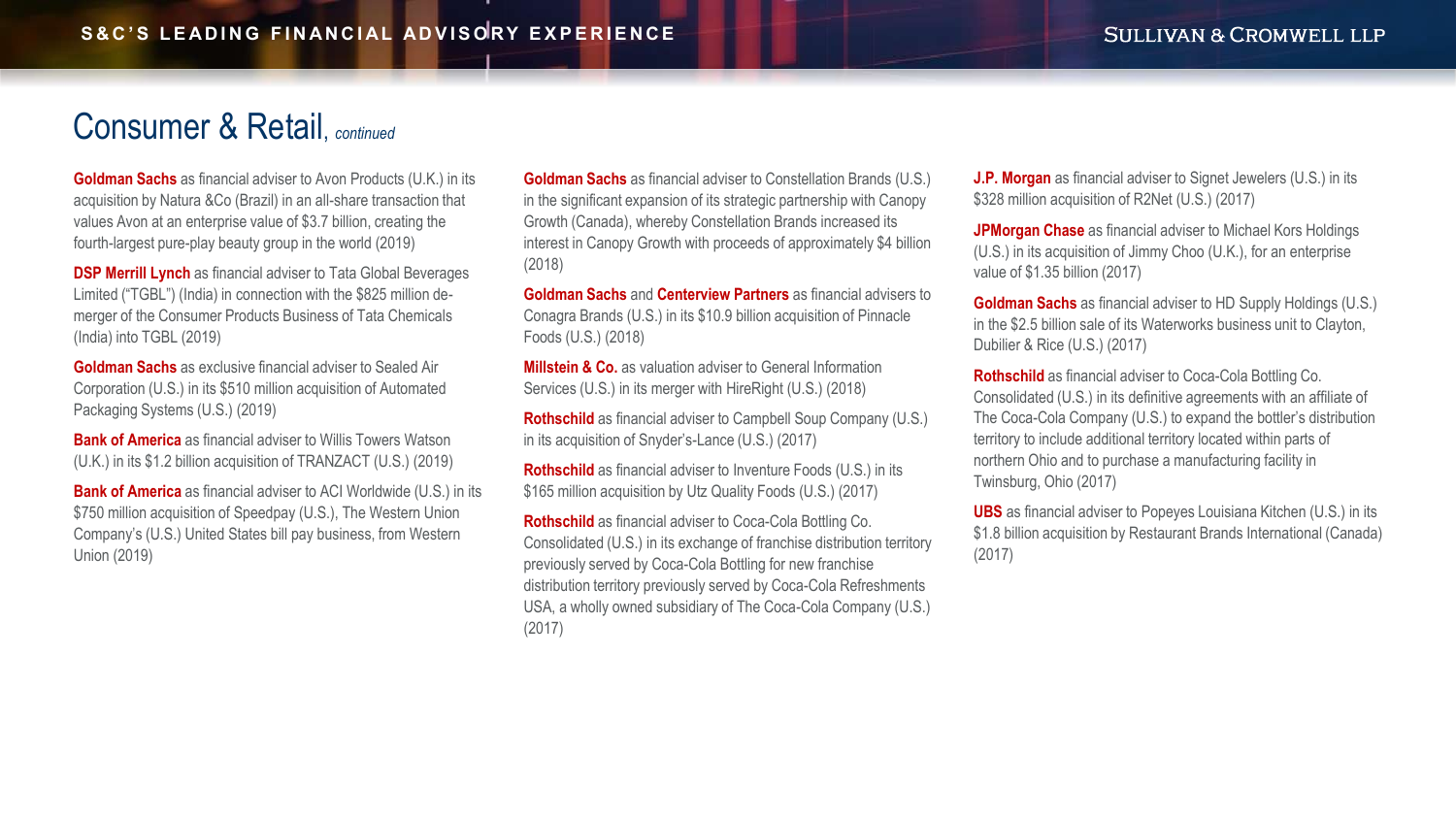# Consumer & Retail, *continued*

**Goldman Sachs** as financial adviser to Avon Products (U.K.) in its acquisition by Natura &Co (Brazil) in an all-share transaction that values Avon at an enterprise value of $3.7 billion, creating the fourth-largest pure-play beauty group in the world (2019)

**DSP Merrill Lynch** as financial adviser to Tata Global Beverages Limited ("TGBL") (India) in connection with the $825 million de-merger of the Consumer Products Business of Tata Chemicals (India) into TGBL (2019)

**Goldman Sachs** as exclusive financial adviser to Sealed Air Corporation (U.S.) in its $510 million acquisition of Automated Packaging Systems (U.S.) (2019)

**Bank of America** as financial adviser to Willis Towers Watson (U.K.) in its $1.2 billion acquisition of TRANZACT (U.S.) (2019)

**Bank of America** as financial adviser to ACI Worldwide (U.S.) in its $750 million acquisition of Speedpay (U.S.), The Western Union Company's (U.S.) United States bill pay business, from Western Union (2019)

**Goldman Sachs** as financial adviser to Constellation Brands (U.S.) in the significant expansion of its strategic partnership with Canopy Growth (Canada), whereby Constellation Brands increased its interest in Canopy Growth with proceeds of approximately $4 billion (2018)

**Goldman Sachs** and **Centerview Partners** as financial advisers to Conagra Brands (U.S.) in its $10.9 billion acquisition of Pinnacle Foods (U.S.) (2018)

**Millstein & Co.** as valuation adviser to General Information Services (U.S.) in its merger with HireRight (U.S.) (2018)

**Rothschild** as financial adviser to Campbell Soup Company (U.S.) in its acquisition of Snyder's-Lance (U.S.) (2017)

**Rothschild** as financial adviser to Inventure Foods (U.S.) in its $165 million acquisition by Utz Quality Foods (U.S.) (2017)

**Rothschild** as financial adviser to Coca-Cola Bottling Co. Consolidated (U.S.) in its exchange of franchise distribution territory previously served by Coca-Cola Bottling for new franchise distribution territory previously served by Coca-Cola Refreshments USA, a wholly owned subsidiary of The Coca-Cola Company (U.S.) (2017)

**J.P. Morgan** as financial adviser to Signet Jewelers (U.S.) in its $328 million acquisition of R2Net (U.S.) (2017)

**JPMorgan Chase** as financial adviser to Michael Kors Holdings (U.S.) in its acquisition of Jimmy Choo (U.K.), for an enterprise value of $1.35 billion (2017)

**Goldman Sachs** as financial adviser to HD Supply Holdings (U.S.) in the $2.5 billion sale of its Waterworks business unit to Clayton, Dubilier & Rice (U.S.) (2017)

**Rothschild** as financial adviser to Coca-Cola Bottling Co. Consolidated (U.S.) in its definitive agreements with an affiliate of The Coca-Cola Company (U.S.) to expand the bottler's distribution territory to include additional territory located within parts of northern Ohio and to purchase a manufacturing facility in Twinsburg, Ohio (2017)

**UBS** as financial adviser to Popeyes Louisiana Kitchen (U.S.) in its $1.8 billion acquisition by Restaurant Brands International (Canada) (2017)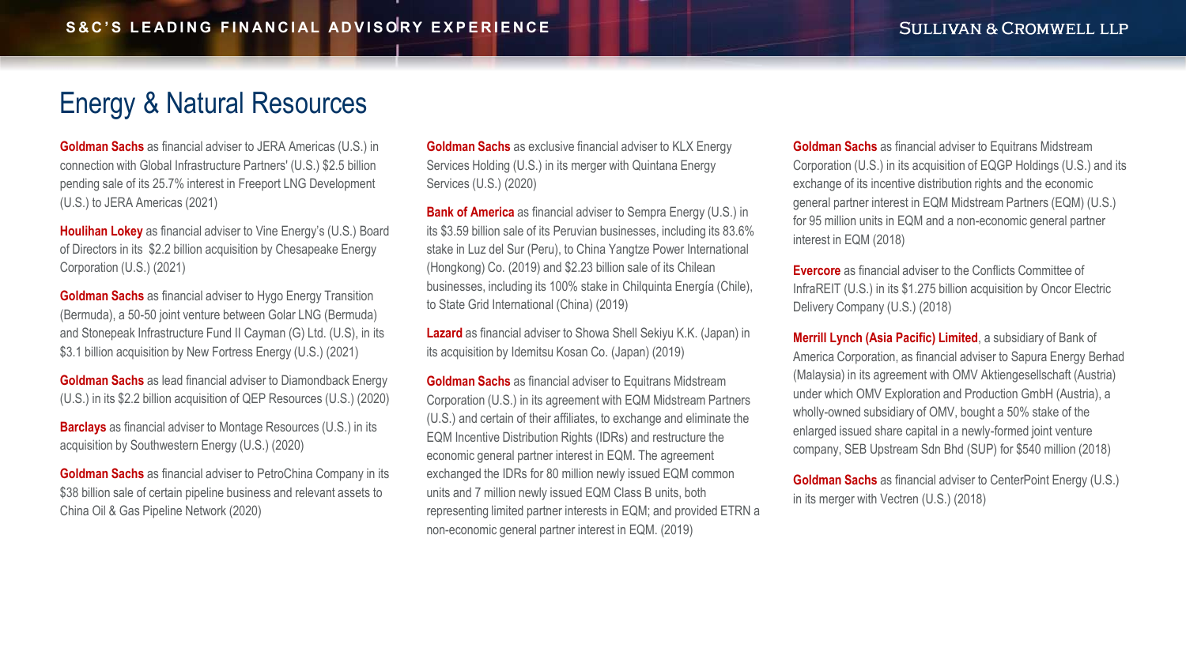# Energy & Natural Resources

**Goldman Sachs** as financial adviser to JERA Americas (U.S.) in connection with Global Infrastructure Partners' (U.S.) $2.5 billion pending sale of its 25.7% interest in Freeport LNG Development (U.S.) to JERA Americas (2021)

**Houlihan Lokey** as financial adviser to Vine Energy's (U.S.) Board of Directors in its $2.2 billion acquisition by Chesapeake Energy Corporation (U.S.) (2021)

**Goldman Sachs** as financial adviser to Hygo Energy Transition (Bermuda), a 50-50 joint venture between Golar LNG (Bermuda) and Stonepeak Infrastructure Fund II Cayman (G) Ltd. (U.S), in its $3.1 billion acquisition by New Fortress Energy (U.S.) (2021)

**Goldman Sachs** as lead financial adviser to Diamondback Energy (U.S.) in its $2.2 billion acquisition of QEP Resources (U.S.) (2020)

**Barclays** as financial adviser to Montage Resources (U.S.) in its acquisition by Southwestern Energy (U.S.) (2020)

**Goldman Sachs** as financial adviser to PetroChina Company in its $38 billion sale of certain pipeline business and relevant assets to China Oil & Gas Pipeline Network (2020)

**Goldman Sachs** as exclusive financial adviser to KLX Energy Services Holding (U.S.) in its merger with Quintana Energy Services (U.S.) (2020)

**Bank of America** as financial adviser to Sempra Energy (U.S.) in its $3.59 billion sale of its Peruvian businesses, including its 83.6% stake in Luz del Sur (Peru), to China Yangtze Power International (Hongkong) Co. (2019) and $2.23 billion sale of its Chilean businesses, including its 100% stake in Chilquinta Energía (Chile), to State Grid International (China) (2019)

**Lazard** as financial adviser to Showa Shell Sekiyu K.K. (Japan) in its acquisition by Idemitsu Kosan Co. (Japan) (2019)

**Goldman Sachs** as financial adviser to Equitrans Midstream Corporation (U.S.) in its agreement with EQM Midstream Partners (U.S.) and certain of their affiliates, to exchange and eliminate the EQM Incentive Distribution Rights (IDRs) and restructure the economic general partner interest in EQM. The agreement exchanged the IDRs for 80 million newly issued EQM common units and 7 million newly issued EQM Class B units, both representing limited partner interests in EQM; and provided ETRN a non-economic general partner interest in EQM. (2019)

**Goldman Sachs** as financial adviser to Equitrans Midstream Corporation (U.S.) in its acquisition of EQGP Holdings (U.S.) and its exchange of its incentive distribution rights and the economic general partner interest in EQM Midstream Partners (EQM) (U.S.) for 95 million units in EQM and a non-economic general partner interest in EQM (2018)

**Evercore** as financial adviser to the Conflicts Committee of InfraREIT (U.S.) in its $1.275 billion acquisition by Oncor Electric Delivery Company (U.S.) (2018)

**Merrill Lynch (Asia Pacific) Limited**, a subsidiary of Bank of America Corporation, as financial adviser to Sapura Energy Berhad (Malaysia) in its agreement with OMV Aktiengesellschaft (Austria) under which OMV Exploration and Production GmbH (Austria), a wholly-owned subsidiary of OMV, bought a 50% stake of the enlarged issued share capital in a newly-formed joint venture company, SEB Upstream Sdn Bhd (SUP) for $540 million (2018)

**Goldman Sachs** as financial adviser to CenterPoint Energy (U.S.) in its merger with Vectren (U.S.) (2018)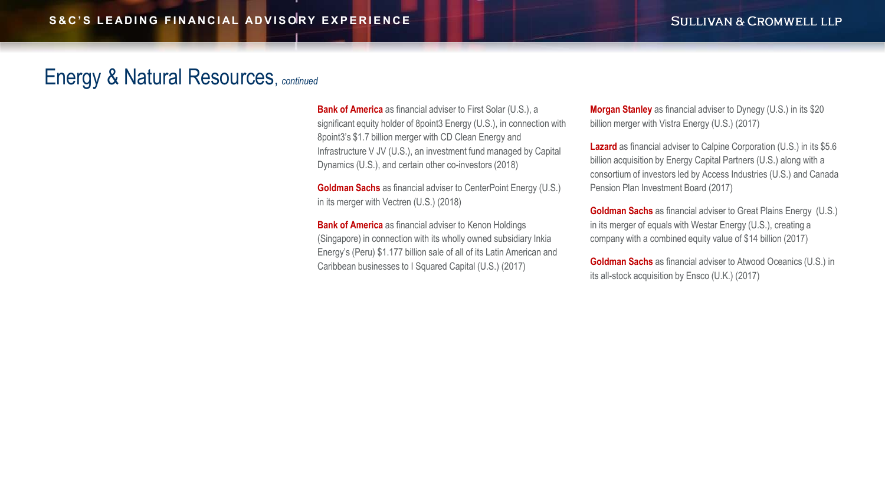# Energy & Natural Resources, *continued*

**Bank of America** as financial adviser to First Solar (U.S.), a significant equity holder of 8point3 Energy (U.S.), in connection with 8point3's $1.7 billion merger with CD Clean Energy and Infrastructure V JV (U.S.), an investment fund managed by Capital Dynamics (U.S.), and certain other co-investors (2018)

**Goldman Sachs** as financial adviser to CenterPoint Energy (U.S.) in its merger with Vectren (U.S.) (2018)

**Bank of America** as financial adviser to Kenon Holdings (Singapore) in connection with its wholly owned subsidiary Inkia Energy's (Peru) $1.177 billion sale of all of its Latin American and Caribbean businesses to I Squared Capital (U.S.) (2017)

**Morgan Stanley** as financial adviser to Dynegy (U.S.) in its $20 billion merger with Vistra Energy (U.S.) (2017)

**Lazard** as financial adviser to Calpine Corporation (U.S.) in its $5.6 billion acquisition by Energy Capital Partners (U.S.) along with a consortium of investors led by Access Industries (U.S.) and Canada Pension Plan Investment Board (2017)

**Goldman Sachs** as financial adviser to Great Plains Energy (U.S.) in its merger of equals with Westar Energy (U.S.), creating a company with a combined equity value of $14 billion (2017)

**Goldman Sachs** as financial adviser to Atwood Oceanics (U.S.) in its all-stock acquisition by Ensco (U.K.) (2017)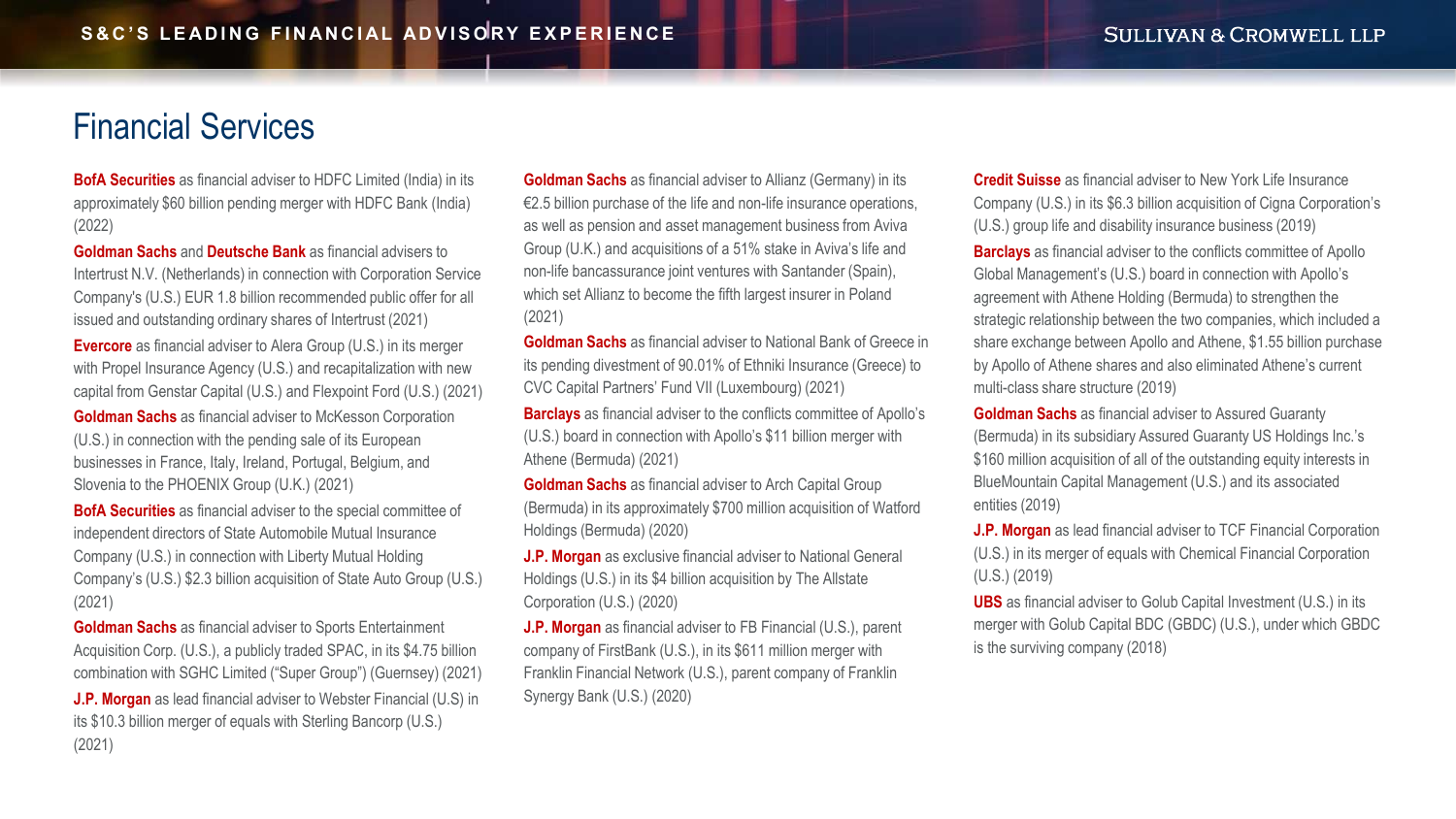# Financial Services

**BofA Securities** as financial adviser to HDFC Limited (India) in its approximately $60 billion pending merger with HDFC Bank (India) (2022)

**Goldman Sachs** and **Deutsche Bank** as financial advisers to Intertrust N.V. (Netherlands) in connection with Corporation Service Company's (U.S.) EUR 1.8 billion recommended public offer for all issued and outstanding ordinary shares of Intertrust (2021)

**Evercore** as financial adviser to Alera Group (U.S.) in its merger with Propel Insurance Agency (U.S.) and recapitalization with new capital from Genstar Capital (U.S.) and Flexpoint Ford (U.S.) (2021)

**Goldman Sachs** as financial adviser to McKesson Corporation (U.S.) in connection with the pending sale of its European businesses in France, Italy, Ireland, Portugal, Belgium, and Slovenia to the PHOENIX Group (U.K.) (2021)

**BofA Securities** as financial adviser to the special committee of independent directors of State Automobile Mutual Insurance Company (U.S.) in connection with Liberty Mutual Holding Company's (U.S.) $2.3 billion acquisition of State Auto Group (U.S.) (2021)

**Goldman Sachs** as financial adviser to Sports Entertainment Acquisition Corp. (U.S.), a publicly traded SPAC, in its $4.75 billion combination with SGHC Limited ("Super Group") (Guernsey) (2021)

**J.P. Morgan** as lead financial adviser to Webster Financial (U.S) in its $10.3 billion merger of equals with Sterling Bancorp (U.S.) (2021)

**Goldman Sachs** as financial adviser to Allianz (Germany) in its €2.5 billion purchase of the life and non-life insurance operations, as well as pension and asset management business from Aviva Group (U.K.) and acquisitions of a 51% stake in Aviva's life and non-life bancassurance joint ventures with Santander (Spain), which set Allianz to become the fifth largest insurer in Poland (2021)

**Goldman Sachs** as financial adviser to National Bank of Greece in its pending divestment of 90.01% of Ethniki Insurance (Greece) to CVC Capital Partners' Fund VII (Luxembourg) (2021)

**Barclays** as financial adviser to the conflicts committee of Apollo's (U.S.) board in connection with Apollo's $11 billion merger with Athene (Bermuda) (2021)

**Goldman Sachs** as financial adviser to Arch Capital Group (Bermuda) in its approximately $700 million acquisition of Watford Holdings (Bermuda) (2020)

**J.P. Morgan** as exclusive financial adviser to National General Holdings (U.S.) in its $4 billion acquisition by The Allstate Corporation (U.S.) (2020)

**J.P. Morgan** as financial adviser to FB Financial (U.S.), parent company of FirstBank (U.S.), in its $611 million merger with Franklin Financial Network (U.S.), parent company of Franklin Synergy Bank (U.S.) (2020)

**Credit Suisse** as financial adviser to New York Life Insurance Company (U.S.) in its $6.3 billion acquisition of Cigna Corporation's (U.S.) group life and disability insurance business (2019)

**Barclays** as financial adviser to the conflicts committee of Apollo Global Management's (U.S.) board in connection with Apollo's agreement with Athene Holding (Bermuda) to strengthen the strategic relationship between the two companies, which included a share exchange between Apollo and Athene, $1.55 billion purchase by Apollo of Athene shares and also eliminated Athene's current multi-class share structure (2019)

**Goldman Sachs** as financial adviser to Assured Guaranty (Bermuda) in its subsidiary Assured Guaranty US Holdings Inc.'s $160 million acquisition of all of the outstanding equity interests in BlueMountain Capital Management (U.S.) and its associated entities (2019)

**J.P. Morgan** as lead financial adviser to TCF Financial Corporation (U.S.) in its merger of equals with Chemical Financial Corporation (U.S.) (2019)

**UBS** as financial adviser to Golub Capital Investment (U.S.) in its merger with Golub Capital BDC (GBDC) (U.S.), under which GBDC is the surviving company (2018)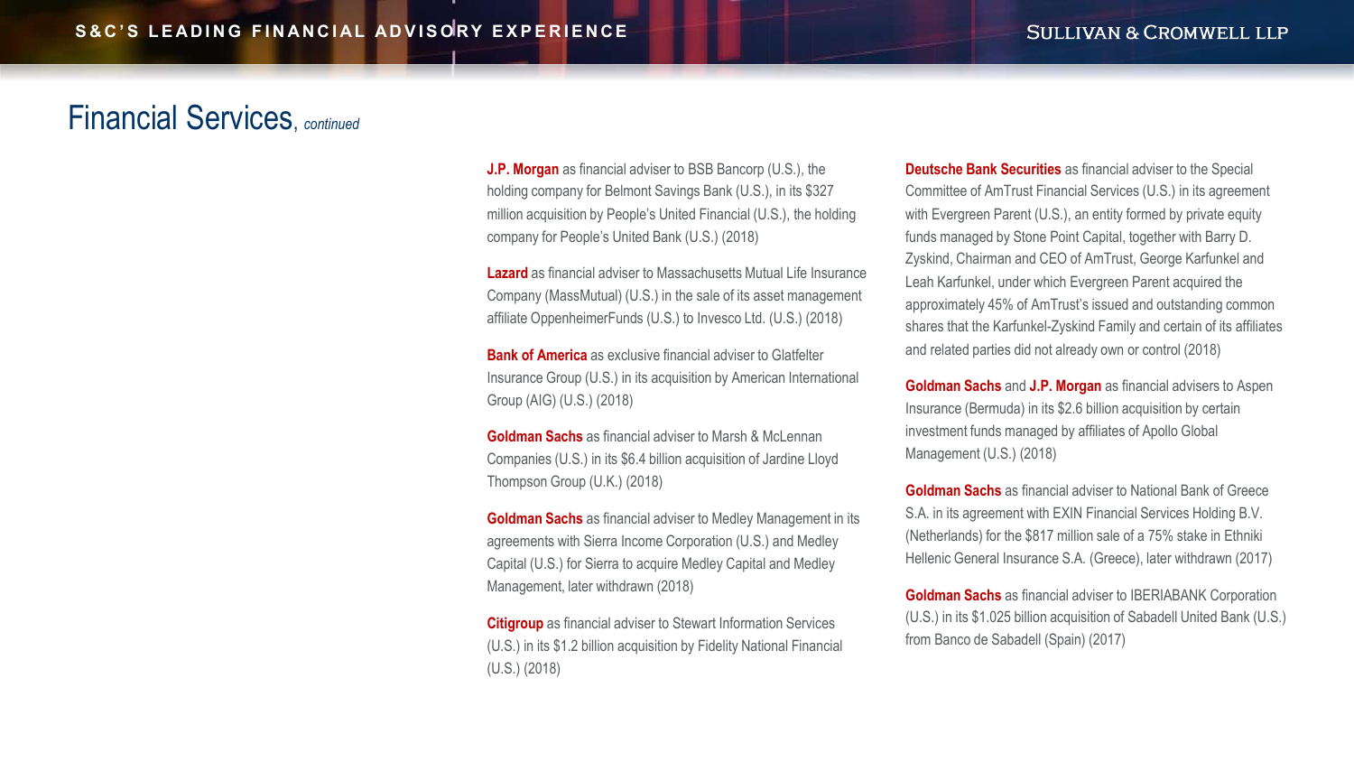# Financial Services, *continued*

**J.P. Morgan** as financial adviser to BSB Bancorp (U.S.), the holding company for Belmont Savings Bank (U.S.), in its $327 million acquisition by People's United Financial (U.S.), the holding company for People's United Bank (U.S.) (2018)

**Lazard** as financial adviser to Massachusetts Mutual Life Insurance Company (MassMutual) (U.S.) in the sale of its asset management affiliate OppenheimerFunds (U.S.) to Invesco Ltd. (U.S.) (2018)

**Bank of America** as exclusive financial adviser to Glatfelter Insurance Group (U.S.) in its acquisition by American International Group (AIG) (U.S.) (2018)

**Goldman Sachs** as financial adviser to Marsh & McLennan Companies (U.S.) in its $6.4 billion acquisition of Jardine Lloyd Thompson Group (U.K.) (2018)

**Goldman Sachs** as financial adviser to Medley Management in its agreements with Sierra Income Corporation (U.S.) and Medley Capital (U.S.) for Sierra to acquire Medley Capital and Medley Management, later withdrawn (2018)

**Citigroup** as financial adviser to Stewart Information Services (U.S.) in its $1.2 billion acquisition by Fidelity National Financial (U.S.) (2018)

**Deutsche Bank Securities** as financial adviser to the Special Committee of AmTrust Financial Services (U.S.) in its agreement with Evergreen Parent (U.S.), an entity formed by private equity funds managed by Stone Point Capital, together with Barry D. Zyskind, Chairman and CEO of AmTrust, George Karfunkel and Leah Karfunkel, under which Evergreen Parent acquired the approximately 45% of AmTrust's issued and outstanding common shares that the Karfunkel-Zyskind Family and certain of its affiliates and related parties did not already own or control (2018)

**Goldman Sachs** and **J.P. Morgan** as financial advisers to Aspen Insurance (Bermuda) in its $2.6 billion acquisition by certain investment funds managed by affiliates of Apollo Global Management (U.S.) (2018)

**Goldman Sachs** as financial adviser to National Bank of Greece S.A. in its agreement with EXIN Financial Services Holding B.V. (Netherlands) for the $817 million sale of a 75% stake in Ethniki Hellenic General Insurance S.A. (Greece), later withdrawn (2017)

**Goldman Sachs** as financial adviser to IBERIABANK Corporation (U.S.) in its $1.025 billion acquisition of Sabadell United Bank (U.S.) from Banco de Sabadell (Spain) (2017)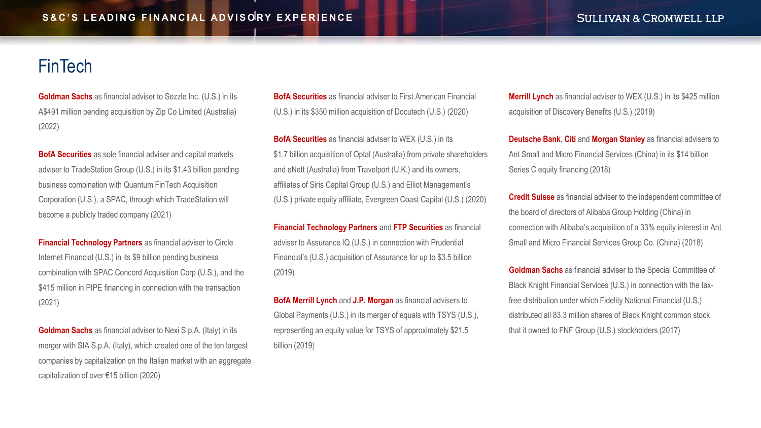# FinTech

**Goldman Sachs** as financial adviser to Sezzle Inc. (U.S.) in its A$491 million pending acquisition by Zip Co Limited (Australia) (2022)

**BofA Securities** as sole financial adviser and capital markets adviser to TradeStation Group (U.S.) in its $1.43 billion pending business combination with Quantum FinTech Acquisition Corporation (U.S.), a SPAC, through which TradeStation will become a publicly traded company (2021)

**Financial Technology Partners** as financial adviser to Circle Internet Financial (U.S.) in its $9 billion pending business combination with SPAC Concord Acquisition Corp (U.S.), and the $415 million in PIPE financing in connection with the transaction (2021)

**Goldman Sachs** as financial adviser to Nexi S.p.A. (Italy) in its merger with SIA S.p.A. (Italy), which created one of the ten largest companies by capitalization on the Italian market with an aggregate capitalization of over €15 billion (2020)

**BofA Securities** as financial adviser to First American Financial (U.S.) in its $350 million acquisition of Docutech (U.S.) (2020)

**BofA Securities** as financial adviser to WEX (U.S.) in its $1.7 billion acquisition of Optal (Australia) from private shareholders and eNett (Australia) from Travelport (U.K.) and its owners, affiliates of Siris Capital Group (U.S.) and Elliot Management's (U.S.) private equity affiliate, Evergreen Coast Capital (U.S.) (2020)

**Financial Technology Partners** and **FTP Securities** as financial adviser to Assurance IQ (U.S.) in connection with Prudential Financial's (U.S.) acquisition of Assurance for up to $3.5 billion (2019)

**BofA Merrill Lynch** and **J.P. Morgan** as financial advisers to Global Payments (U.S.) in its merger of equals with TSYS (U.S.), representing an equity value for TSYS of approximately $21.5 billion (2019)

**Merrill Lynch** as financial adviser to WEX (U.S.) in its $425 million acquisition of Discovery Benefits (U.S.) (2019)

**Deutsche Bank**, **Citi** and **Morgan Stanley** as financial advisers to Ant Small and Micro Financial Services (China) in its $14 billion Series C equity financing (2018)

**Credit Suisse** as financial adviser to the independent committee of the board of directors of Alibaba Group Holding (China) in connection with Alibaba's acquisition of a 33% equity interest in Ant Small and Micro Financial Services Group Co. (China) (2018)

**Goldman Sachs** as financial adviser to the Special Committee of Black Knight Financial Services (U.S.) in connection with the tax-free distribution under which Fidelity National Financial (U.S.) distributed all 83.3 million shares of Black Knight common stock that it owned to FNF Group (U.S.) stockholders (2017)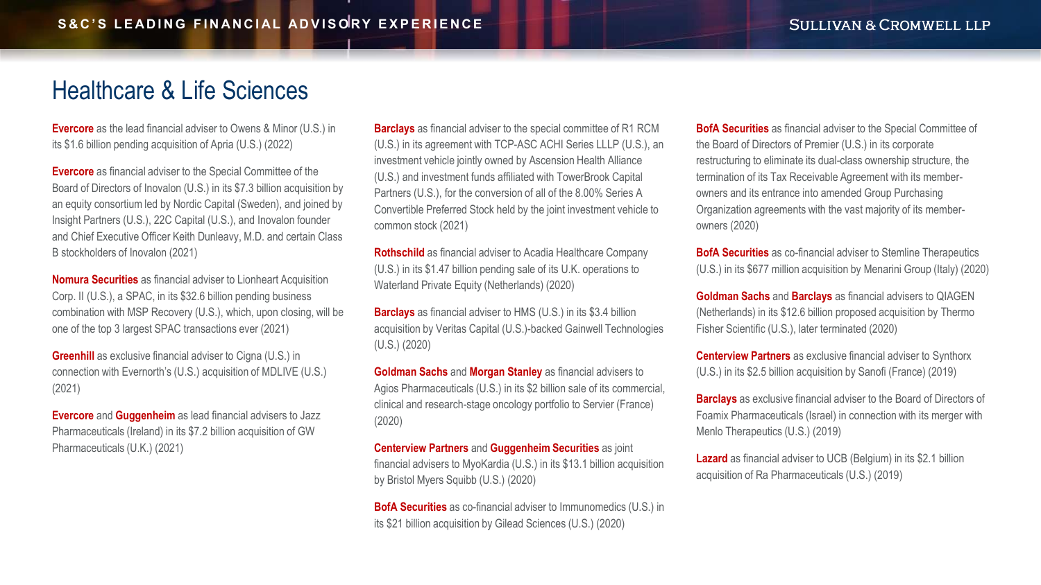# Healthcare & Life Sciences

**Evercore** as the lead financial adviser to Owens & Minor (U.S.) in its $1.6 billion pending acquisition of Apria (U.S.) (2022)

**Evercore** as financial adviser to the Special Committee of the Board of Directors of Inovalon (U.S.) in its $7.3 billion acquisition by an equity consortium led by Nordic Capital (Sweden), and joined by Insight Partners (U.S.), 22C Capital (U.S.), and Inovalon founder and Chief Executive Officer Keith Dunleavy, M.D. and certain Class B stockholders of Inovalon (2021)

**Nomura Securities** as financial adviser to Lionheart Acquisition Corp. II (U.S.), a SPAC, in its $32.6 billion pending business combination with MSP Recovery (U.S.), which, upon closing, will be one of the top 3 largest SPAC transactions ever (2021)

**Greenhill** as exclusive financial adviser to Cigna (U.S.) in connection with Evernorth's (U.S.) acquisition of MDLIVE (U.S.) (2021)

**Evercore** and **Guggenheim** as lead financial advisers to Jazz Pharmaceuticals (Ireland) in its $7.2 billion acquisition of GW Pharmaceuticals (U.K.) (2021)

**Barclays** as financial adviser to the special committee of R1 RCM (U.S.) in its agreement with TCP-ASC ACHI Series LLLP (U.S.), an investment vehicle jointly owned by Ascension Health Alliance (U.S.) and investment funds affiliated with TowerBrook Capital Partners (U.S.), for the conversion of all of the 8.00% Series A Convertible Preferred Stock held by the joint investment vehicle to common stock (2021)

**Rothschild** as financial adviser to Acadia Healthcare Company (U.S.) in its $1.47 billion pending sale of its U.K. operations to Waterland Private Equity (Netherlands) (2020)

**Barclays** as financial adviser to HMS (U.S.) in its $3.4 billion acquisition by Veritas Capital (U.S.)-backed Gainwell Technologies (U.S.) (2020)

**Goldman Sachs** and **Morgan Stanley** as financial advisers to Agios Pharmaceuticals (U.S.) in its $2 billion sale of its commercial, clinical and research-stage oncology portfolio to Servier (France) (2020)

**Centerview Partners** and **Guggenheim Securities** as joint financial advisers to MyoKardia (U.S.) in its $13.1 billion acquisition by Bristol Myers Squibb (U.S.) (2020)

**BofA Securities** as co-financial adviser to Immunomedics (U.S.) in its $21 billion acquisition by Gilead Sciences (U.S.) (2020)

**BofA Securities** as financial adviser to the Special Committee of the Board of Directors of Premier (U.S.) in its corporate restructuring to eliminate its dual-class ownership structure, the termination of its Tax Receivable Agreement with its member-owners and its entrance into amended Group Purchasing Organization agreements with the vast majority of its member-owners (2020)

**BofA Securities** as co-financial adviser to Stemline Therapeutics (U.S.) in its $677 million acquisition by Menarini Group (Italy) (2020)

**Goldman Sachs** and **Barclays** as financial advisers to QIAGEN (Netherlands) in its $12.6 billion proposed acquisition by Thermo Fisher Scientific (U.S.), later terminated (2020)

**Centerview Partners** as exclusive financial adviser to Synthorx (U.S.) in its $2.5 billion acquisition by Sanofi (France) (2019)

**Barclays** as exclusive financial adviser to the Board of Directors of Foamix Pharmaceuticals (Israel) in connection with its merger with Menlo Therapeutics (U.S.) (2019)

**Lazard** as financial adviser to UCB (Belgium) in its $2.1 billion acquisition of Ra Pharmaceuticals (U.S.) (2019)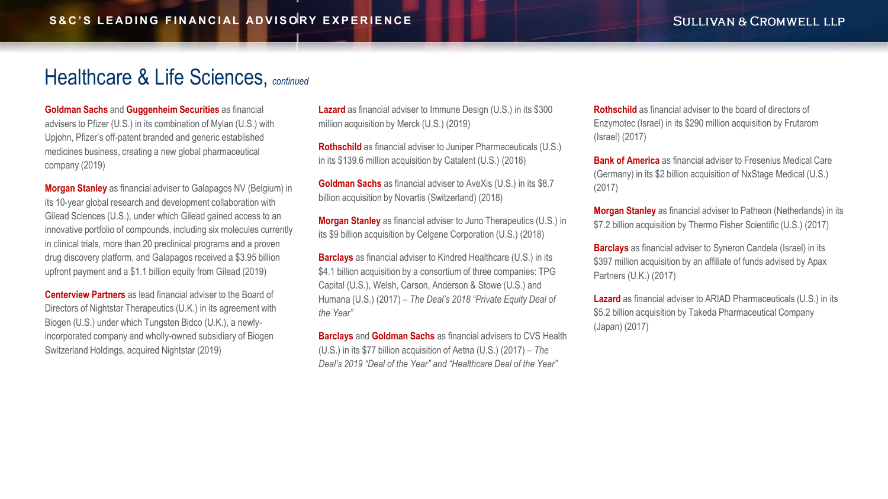# Healthcare & Life Sciences, *continued*

**Goldman Sachs** and **Guggenheim Securities** as financial advisers to Pfizer (U.S.) in its combination of Mylan (U.S.) with Upjohn, Pfizer's off-patent branded and generic established medicines business, creating a new global pharmaceutical company (2019)

**Morgan Stanley** as financial adviser to Galapagos NV (Belgium) in its 10-year global research and development collaboration with Gilead Sciences (U.S.), under which Gilead gained access to an innovative portfolio of compounds, including six molecules currently in clinical trials, more than 20 preclinical programs and a proven drug discovery platform, and Galapagos received a $3.95 billion upfront payment and a $1.1 billion equity from Gilead (2019)

**Centerview Partners** as lead financial adviser to the Board of Directors of Nightstar Therapeutics (U.K.) in its agreement with Biogen (U.S.) under which Tungsten Bidco (U.K.), a newly-incorporated company and wholly-owned subsidiary of Biogen Switzerland Holdings, acquired Nightstar (2019)

**Lazard** as financial adviser to Immune Design (U.S.) in its $300 million acquisition by Merck (U.S.) (2019)

**Rothschild** as financial adviser to Juniper Pharmaceuticals (U.S.) in its $139.6 million acquisition by Catalent (U.S.) (2018)

**Goldman Sachs** as financial adviser to AveXis (U.S.) in its $8.7 billion acquisition by Novartis (Switzerland) (2018)

**Morgan Stanley** as financial adviser to Juno Therapeutics (U.S.) in its $9 billion acquisition by Celgene Corporation (U.S.) (2018)

**Barclays** as financial adviser to Kindred Healthcare (U.S.) in its $4.1 billion acquisition by a consortium of three companies: TPG Capital (U.S.), Welsh, Carson, Anderson & Stowe (U.S.) and Humana (U.S.) (2017) – *The Deal's 2018 "Private Equity Deal of the Year"*

**Barclays** and **Goldman Sachs** as financial advisers to CVS Health (U.S.) in its $77 billion acquisition of Aetna (U.S.) (2017) – *The Deal's 2019 "Deal of the Year" and "Healthcare Deal of the Year"*

**Rothschild** as financial adviser to the board of directors of Enzymotec (Israel) in its $290 million acquisition by Frutarom (Israel) (2017)

**Bank of America** as financial adviser to Fresenius Medical Care (Germany) in its $2 billion acquisition of NxStage Medical (U.S.) (2017)

**Morgan Stanley** as financial adviser to Patheon (Netherlands) in its $7.2 billion acquisition by Thermo Fisher Scientific (U.S.) (2017)

**Barclays** as financial adviser to Syneron Candela (Israel) in its $397 million acquisition by an affiliate of funds advised by Apax Partners (U.K.) (2017)

**Lazard** as financial adviser to ARIAD Pharmaceuticals (U.S.) in its $5.2 billion acquisition by Takeda Pharmaceutical Company (Japan) (2017)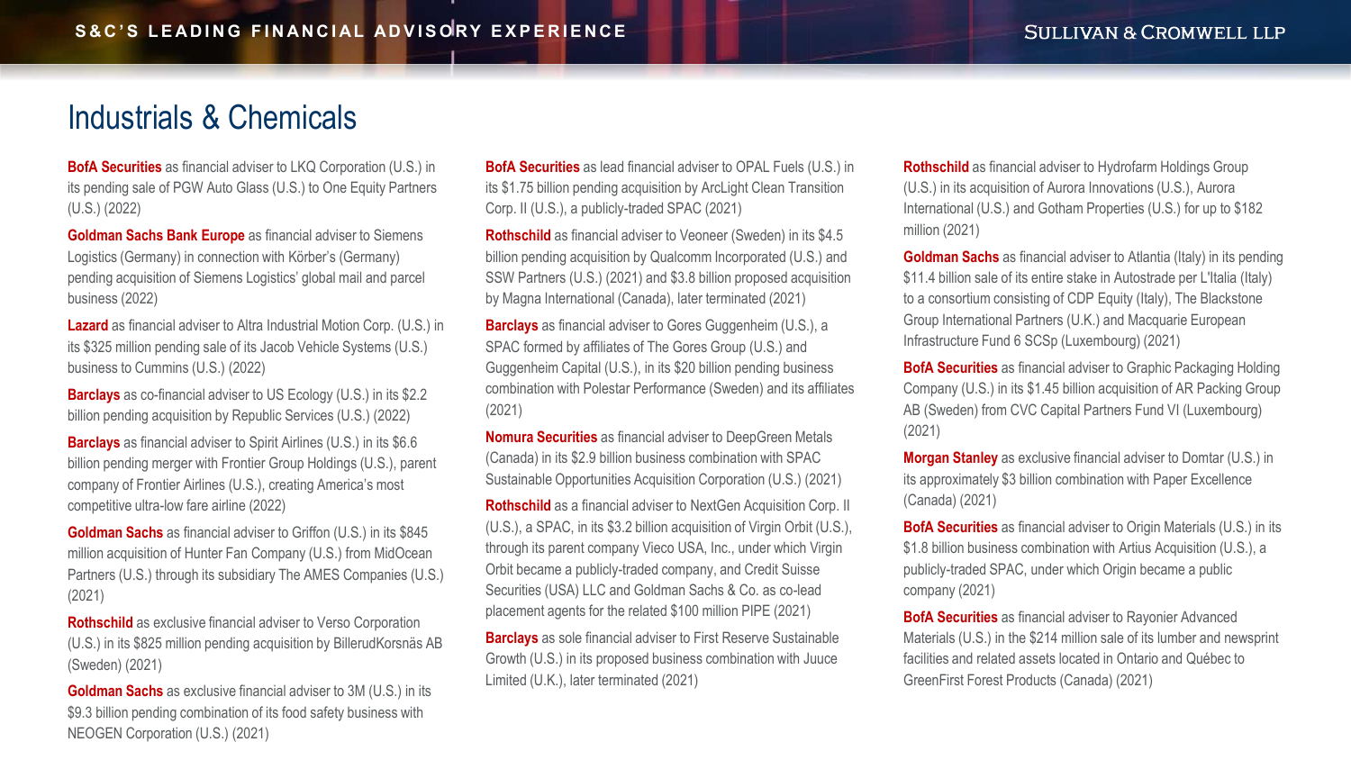# Industrials & Chemicals

**BofA Securities** as financial adviser to LKQ Corporation (U.S.) in its pending sale of PGW Auto Glass (U.S.) to One Equity Partners (U.S.) (2022)

**Goldman Sachs Bank Europe** as financial adviser to Siemens Logistics (Germany) in connection with Körber's (Germany) pending acquisition of Siemens Logistics' global mail and parcel business (2022)

**Lazard** as financial adviser to Altra Industrial Motion Corp. (U.S.) in its $325 million pending sale of its Jacob Vehicle Systems (U.S.) business to Cummins (U.S.) (2022)

**Barclays** as co-financial adviser to US Ecology (U.S.) in its $2.2 billion pending acquisition by Republic Services (U.S.) (2022)

**Barclays** as financial adviser to Spirit Airlines (U.S.) in its $6.6 billion pending merger with Frontier Group Holdings (U.S.), parent company of Frontier Airlines (U.S.), creating America's most competitive ultra-low fare airline (2022)

**Goldman Sachs** as financial adviser to Griffon (U.S.) in its $845 million acquisition of Hunter Fan Company (U.S.) from MidOcean Partners (U.S.) through its subsidiary The AMES Companies (U.S.) (2021)

**Rothschild** as exclusive financial adviser to Verso Corporation (U.S.) in its $825 million pending acquisition by BillerudKorsnäs AB (Sweden) (2021)

**Goldman Sachs** as exclusive financial adviser to 3M (U.S.) in its $9.3 billion pending combination of its food safety business with NEOGEN Corporation (U.S.) (2021)

**BofA Securities** as lead financial adviser to OPAL Fuels (U.S.) in its $1.75 billion pending acquisition by ArcLight Clean Transition Corp. II (U.S.), a publicly-traded SPAC (2021)

**Rothschild** as financial adviser to Veoneer (Sweden) in its $4.5 billion pending acquisition by Qualcomm Incorporated (U.S.) and SSW Partners (U.S.) (2021) and $3.8 billion proposed acquisition by Magna International (Canada), later terminated (2021)

**Barclays** as financial adviser to Gores Guggenheim (U.S.), a SPAC formed by affiliates of The Gores Group (U.S.) and Guggenheim Capital (U.S.), in its $20 billion pending business combination with Polestar Performance (Sweden) and its affiliates (2021)

**Nomura Securities** as financial adviser to DeepGreen Metals (Canada) in its $2.9 billion business combination with SPAC Sustainable Opportunities Acquisition Corporation (U.S.) (2021)

**Rothschild** as a financial adviser to NextGen Acquisition Corp. II (U.S.), a SPAC, in its $3.2 billion acquisition of Virgin Orbit (U.S.), through its parent company Vieco USA, Inc., under which Virgin Orbit became a publicly-traded company, and Credit Suisse Securities (USA) LLC and Goldman Sachs & Co. as co-lead placement agents for the related $100 million PIPE (2021)

**Barclays** as sole financial adviser to First Reserve Sustainable Growth (U.S.) in its proposed business combination with Juuce Limited (U.K.), later terminated (2021)

**Rothschild** as financial adviser to Hydrofarm Holdings Group (U.S.) in its acquisition of Aurora Innovations (U.S.), Aurora International (U.S.) and Gotham Properties (U.S.) for up to $182 million (2021)

**Goldman Sachs** as financial adviser to Atlantia (Italy) in its pending $11.4 billion sale of its entire stake in Autostrade per L'Italia (Italy) to a consortium consisting of CDP Equity (Italy), The Blackstone Group International Partners (U.K.) and Macquarie European Infrastructure Fund 6 SCSp (Luxembourg) (2021)

**BofA Securities** as financial adviser to Graphic Packaging Holding Company (U.S.) in its $1.45 billion acquisition of AR Packing Group AB (Sweden) from CVC Capital Partners Fund VI (Luxembourg) (2021)

**Morgan Stanley** as exclusive financial adviser to Domtar (U.S.) in its approximately $3 billion combination with Paper Excellence (Canada) (2021)

**BofA Securities** as financial adviser to Origin Materials (U.S.) in its $1.8 billion business combination with Artius Acquisition (U.S.), a publicly-traded SPAC, under which Origin became a public company (2021)

**BofA Securities** as financial adviser to Rayonier Advanced Materials (U.S.) in the $214 million sale of its lumber and newsprint facilities and related assets located in Ontario and Québec to GreenFirst Forest Products (Canada) (2021)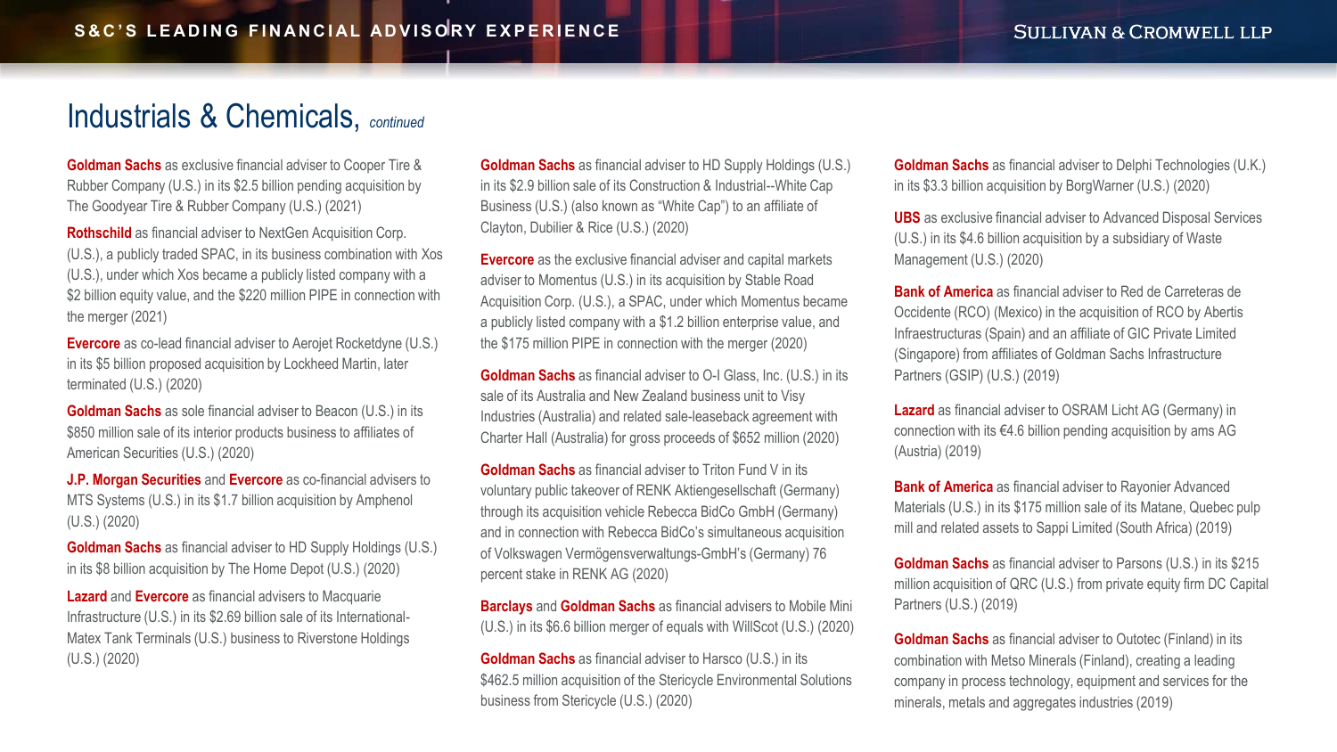# Industrials & Chemicals, *continued*

**Goldman Sachs** as exclusive financial adviser to Cooper Tire & Rubber Company (U.S.) in its $2.5 billion pending acquisition by The Goodyear Tire & Rubber Company (U.S.) (2021)

**Rothschild** as financial adviser to NextGen Acquisition Corp. (U.S.), a publicly traded SPAC, in its business combination with Xos (U.S.), under which Xos became a publicly listed company with a $2 billion equity value, and the $220 million PIPE in connection with the merger (2021)

**Evercore** as co-lead financial adviser to Aerojet Rocketdyne (U.S.) in its $5 billion proposed acquisition by Lockheed Martin, later terminated (U.S.) (2020)

**Goldman Sachs** as sole financial adviser to Beacon (U.S.) in its $850 million sale of its interior products business to affiliates of American Securities (U.S.) (2020)

**J.P. Morgan Securities** and **Evercore** as co-financial advisers to MTS Systems (U.S.) in its $1.7 billion acquisition by Amphenol (U.S.) (2020)

**Goldman Sachs** as financial adviser to HD Supply Holdings (U.S.) in its $8 billion acquisition by The Home Depot (U.S.) (2020)

**Lazard** and **Evercore** as financial advisers to Macquarie Infrastructure (U.S.) in its $2.69 billion sale of its International-Matex Tank Terminals (U.S.) business to Riverstone Holdings (U.S.) (2020)

**Goldman Sachs** as financial adviser to HD Supply Holdings (U.S.) in its $2.9 billion sale of its Construction & Industrial--White Cap Business (U.S.) (also known as "White Cap") to an affiliate of Clayton, Dubilier & Rice (U.S.) (2020)

**Evercore** as the exclusive financial adviser and capital markets adviser to Momentus (U.S.) in its acquisition by Stable Road Acquisition Corp. (U.S.), a SPAC, under which Momentus became a publicly listed company with a $1.2 billion enterprise value, and the $175 million PIPE in connection with the merger (2020)

**Goldman Sachs** as financial adviser to O-I Glass, Inc. (U.S.) in its sale of its Australia and New Zealand business unit to Visy Industries (Australia) and related sale-leaseback agreement with Charter Hall (Australia) for gross proceeds of $652 million (2020)

**Goldman Sachs** as financial adviser to Triton Fund V in its voluntary public takeover of RENK Aktiengesellschaft (Germany) through its acquisition vehicle Rebecca BidCo GmbH (Germany) and in connection with Rebecca BidCo's simultaneous acquisition of Volkswagen Vermögensverwaltungs-GmbH's (Germany) 76 percent stake in RENK AG (2020)

**Barclays** and **Goldman Sachs** as financial advisers to Mobile Mini (U.S.) in its $6.6 billion merger of equals with WillScot (U.S.) (2020)

**Goldman Sachs** as financial adviser to Harsco (U.S.) in its $462.5 million acquisition of the Stericycle Environmental Solutions business from Stericycle (U.S.) (2020)

**Goldman Sachs** as financial adviser to Delphi Technologies (U.K.) in its $3.3 billion acquisition by BorgWarner (U.S.) (2020)

**UBS** as exclusive financial adviser to Advanced Disposal Services (U.S.) in its $4.6 billion acquisition by a subsidiary of Waste Management (U.S.) (2020)

**Bank of America** as financial adviser to Red de Carreteras de Occidente (RCO) (Mexico) in the acquisition of RCO by Abertis Infraestructuras (Spain) and an affiliate of GIC Private Limited (Singapore) from affiliates of Goldman Sachs Infrastructure Partners (GSIP) (U.S.) (2019)

**Lazard** as financial adviser to OSRAM Licht AG (Germany) in connection with its €4.6 billion pending acquisition by ams AG (Austria) (2019)

**Bank of America** as financial adviser to Rayonier Advanced Materials (U.S.) in its $175 million sale of its Matane, Quebec pulp mill and related assets to Sappi Limited (South Africa) (2019)

**Goldman Sachs** as financial adviser to Parsons (U.S.) in its $215 million acquisition of QRC (U.S.) from private equity firm DC Capital Partners (U.S.) (2019)

**Goldman Sachs** as financial adviser to Outotec (Finland) in its combination with Metso Minerals (Finland), creating a leading company in process technology, equipment and services for the minerals, metals and aggregates industries (2019)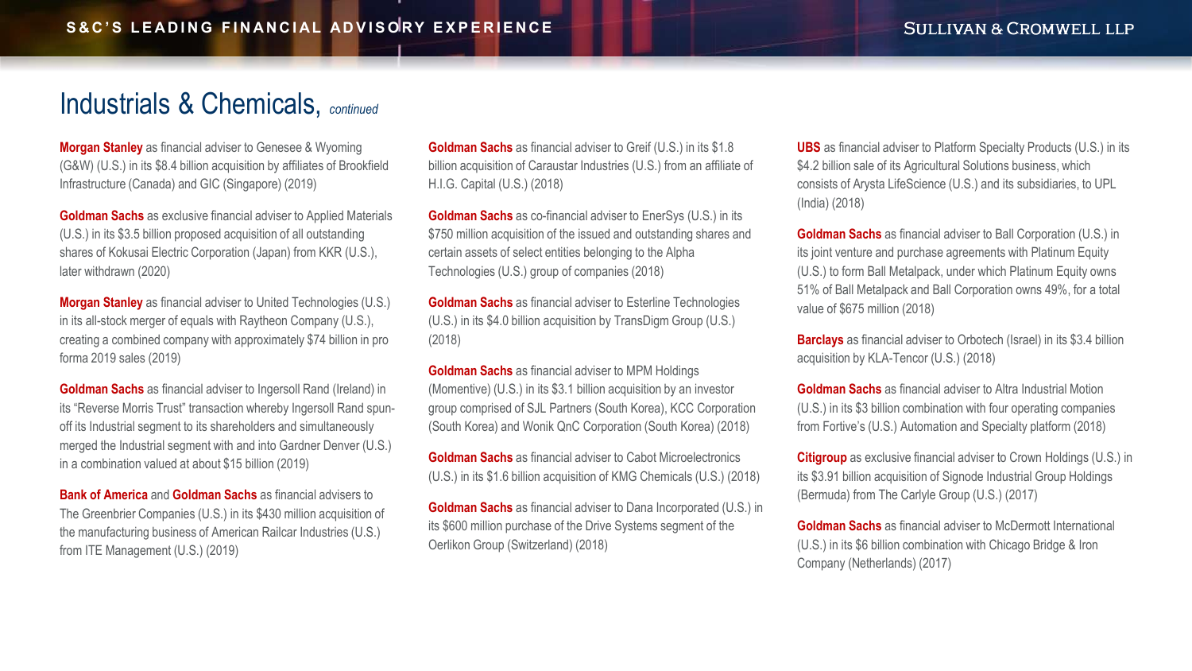# Industrials & Chemicals, *continued*

**Morgan Stanley** as financial adviser to Genesee & Wyoming (G&W) (U.S.) in its $8.4 billion acquisition by affiliates of Brookfield Infrastructure (Canada) and GIC (Singapore) (2019)

**Goldman Sachs** as exclusive financial adviser to Applied Materials (U.S.) in its $3.5 billion proposed acquisition of all outstanding shares of Kokusai Electric Corporation (Japan) from KKR (U.S.), later withdrawn (2020)

**Morgan Stanley** as financial adviser to United Technologies (U.S.) in its all-stock merger of equals with Raytheon Company (U.S.), creating a combined company with approximately $74 billion in pro forma 2019 sales (2019)

**Goldman Sachs** as financial adviser to Ingersoll Rand (Ireland) in its "Reverse Morris Trust" transaction whereby Ingersoll Rand spun-off its Industrial segment to its shareholders and simultaneously merged the Industrial segment with and into Gardner Denver (U.S.) in a combination valued at about $15 billion (2019)

**Bank of America** and **Goldman Sachs** as financial advisers to The Greenbrier Companies (U.S.) in its $430 million acquisition of the manufacturing business of American Railcar Industries (U.S.) from ITE Management (U.S.) (2019)

**Goldman Sachs** as financial adviser to Greif (U.S.) in its $1.8 billion acquisition of Caraustar Industries (U.S.) from an affiliate of H.I.G. Capital (U.S.) (2018)

**Goldman Sachs** as co-financial adviser to EnerSys (U.S.) in its $750 million acquisition of the issued and outstanding shares and certain assets of select entities belonging to the Alpha Technologies (U.S.) group of companies (2018)

**Goldman Sachs** as financial adviser to Esterline Technologies (U.S.) in its $4.0 billion acquisition by TransDigm Group (U.S.) (2018)

**Goldman Sachs** as financial adviser to MPM Holdings (Momentive) (U.S.) in its $3.1 billion acquisition by an investor group comprised of SJL Partners (South Korea), KCC Corporation (South Korea) and Wonik QnC Corporation (South Korea) (2018)

**Goldman Sachs** as financial adviser to Cabot Microelectronics (U.S.) in its $1.6 billion acquisition of KMG Chemicals (U.S.) (2018)

**Goldman Sachs** as financial adviser to Dana Incorporated (U.S.) in its $600 million purchase of the Drive Systems segment of the Oerlikon Group (Switzerland) (2018)

**UBS** as financial adviser to Platform Specialty Products (U.S.) in its $4.2 billion sale of its Agricultural Solutions business, which consists of Arysta LifeScience (U.S.) and its subsidiaries, to UPL (India) (2018)

**Goldman Sachs** as financial adviser to Ball Corporation (U.S.) in its joint venture and purchase agreements with Platinum Equity (U.S.) to form Ball Metalpack, under which Platinum Equity owns 51% of Ball Metalpack and Ball Corporation owns 49%, for a total value of $675 million (2018)

**Barclays** as financial adviser to Orbotech (Israel) in its $3.4 billion acquisition by KLA-Tencor (U.S.) (2018)

**Goldman Sachs** as financial adviser to Altra Industrial Motion (U.S.) in its $3 billion combination with four operating companies from Fortive's (U.S.) Automation and Specialty platform (2018)

**Citigroup** as exclusive financial adviser to Crown Holdings (U.S.) in its $3.91 billion acquisition of Signode Industrial Group Holdings (Bermuda) from The Carlyle Group (U.S.) (2017)

**Goldman Sachs** as financial adviser to McDermott International (U.S.) in its $6 billion combination with Chicago Bridge & Iron Company (Netherlands) (2017)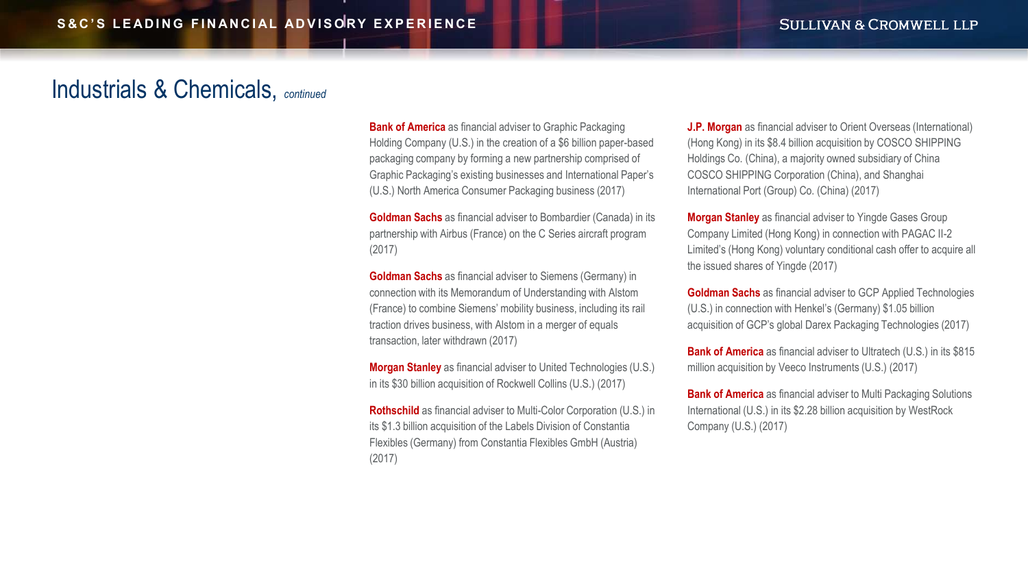# Industrials & Chemicals, *continued*

**Bank of America** as financial adviser to Graphic Packaging Holding Company (U.S.) in the creation of a $6 billion paper-based packaging company by forming a new partnership comprised of Graphic Packaging's existing businesses and International Paper's (U.S.) North America Consumer Packaging business (2017)

**Goldman Sachs** as financial adviser to Bombardier (Canada) in its partnership with Airbus (France) on the C Series aircraft program (2017)

**Goldman Sachs** as financial adviser to Siemens (Germany) in connection with its Memorandum of Understanding with Alstom (France) to combine Siemens' mobility business, including its rail traction drives business, with Alstom in a merger of equals transaction, later withdrawn (2017)

**Morgan Stanley** as financial adviser to United Technologies (U.S.) in its $30 billion acquisition of Rockwell Collins (U.S.) (2017)

**Rothschild** as financial adviser to Multi-Color Corporation (U.S.) in its $1.3 billion acquisition of the Labels Division of Constantia Flexibles (Germany) from Constantia Flexibles GmbH (Austria) (2017)

**J.P. Morgan** as financial adviser to Orient Overseas (International) (Hong Kong) in its $8.4 billion acquisition by COSCO SHIPPING Holdings Co. (China), a majority owned subsidiary of China COSCO SHIPPING Corporation (China), and Shanghai International Port (Group) Co. (China) (2017)

**Morgan Stanley** as financial adviser to Yingde Gases Group Company Limited (Hong Kong) in connection with PAGAC II-2 Limited's (Hong Kong) voluntary conditional cash offer to acquire all the issued shares of Yingde (2017)

**Goldman Sachs** as financial adviser to GCP Applied Technologies (U.S.) in connection with Henkel's (Germany) $1.05 billion acquisition of GCP's global Darex Packaging Technologies (2017)

**Bank of America** as financial adviser to Ultratech (U.S.) in its $815 million acquisition by Veeco Instruments (U.S.) (2017)

**Bank of America** as financial adviser to Multi Packaging Solutions International (U.S.) in its $2.28 billion acquisition by WestRock Company (U.S.) (2017)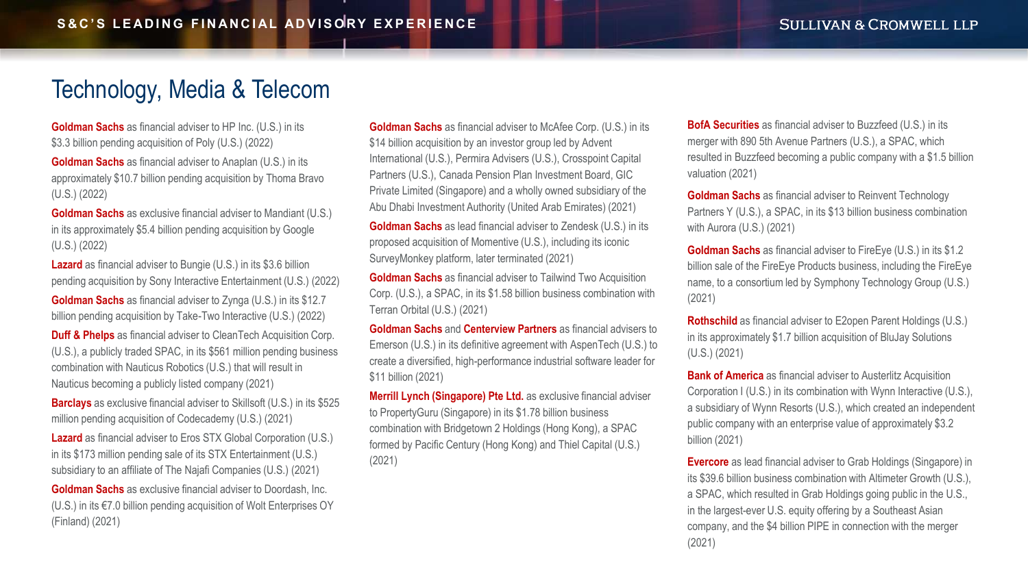# Technology, Media & Telecom

**Goldman Sachs** as financial adviser to HP Inc. (U.S.) in its $3.3 billion pending acquisition of Poly (U.S.) (2022)

**Goldman Sachs** as financial adviser to Anaplan (U.S.) in its approximately $10.7 billion pending acquisition by Thoma Bravo (U.S.) (2022)

**Goldman Sachs** as exclusive financial adviser to Mandiant (U.S.) in its approximately $5.4 billion pending acquisition by Google (U.S.) (2022)

**Lazard** as financial adviser to Bungie (U.S.) in its $3.6 billion pending acquisition by Sony Interactive Entertainment (U.S.) (2022)

**Goldman Sachs** as financial adviser to Zynga (U.S.) in its $12.7 billion pending acquisition by Take-Two Interactive (U.S.) (2022)

**Duff & Phelps** as financial adviser to CleanTech Acquisition Corp. (U.S.), a publicly traded SPAC, in its $561 million pending business combination with Nauticus Robotics (U.S.) that will result in Nauticus becoming a publicly listed company (2021)

**Barclays** as exclusive financial adviser to Skillsoft (U.S.) in its $525 million pending acquisition of Codecademy (U.S.) (2021)

**Lazard** as financial adviser to Eros STX Global Corporation (U.S.) in its $173 million pending sale of its STX Entertainment (U.S.) subsidiary to an affiliate of The Najafi Companies (U.S.) (2021)

**Goldman Sachs** as exclusive financial adviser to Doordash, Inc. (U.S.) in its €7.0 billion pending acquisition of Wolt Enterprises OY (Finland) (2021)

**Goldman Sachs** as financial adviser to McAfee Corp. (U.S.) in its $14 billion acquisition by an investor group led by Advent International (U.S.), Permira Advisers (U.S.), Crosspoint Capital Partners (U.S.), Canada Pension Plan Investment Board, GIC Private Limited (Singapore) and a wholly owned subsidiary of the Abu Dhabi Investment Authority (United Arab Emirates) (2021)

**Goldman Sachs** as lead financial adviser to Zendesk (U.S.) in its proposed acquisition of Momentive (U.S.), including its iconic SurveyMonkey platform, later terminated (2021)

**Goldman Sachs** as financial adviser to Tailwind Two Acquisition Corp. (U.S.), a SPAC, in its $1.58 billion business combination with Terran Orbital (U.S.) (2021)

**Goldman Sachs** and **Centerview Partners** as financial advisers to Emerson (U.S.) in its definitive agreement with AspenTech (U.S.) to create a diversified, high-performance industrial software leader for $11 billion (2021)

**Merrill Lynch (Singapore) Pte Ltd.** as exclusive financial adviser to PropertyGuru (Singapore) in its $1.78 billion business combination with Bridgetown 2 Holdings (Hong Kong), a SPAC formed by Pacific Century (Hong Kong) and Thiel Capital (U.S.) (2021)

**BofA Securities** as financial adviser to Buzzfeed (U.S.) in its merger with 890 5th Avenue Partners (U.S.), a SPAC, which resulted in Buzzfeed becoming a public company with a $1.5 billion valuation (2021)

**Goldman Sachs** as financial adviser to Reinvent Technology Partners Y (U.S.), a SPAC, in its $13 billion business combination with Aurora (U.S.) (2021)

**Goldman Sachs** as financial adviser to FireEye (U.S.) in its $1.2 billion sale of the FireEye Products business, including the FireEye name, to a consortium led by Symphony Technology Group (U.S.) (2021)

**Rothschild** as financial adviser to E2open Parent Holdings (U.S.) in its approximately $1.7 billion acquisition of BluJay Solutions (U.S.) (2021)

**Bank of America** as financial adviser to Austerlitz Acquisition Corporation I (U.S.) in its combination with Wynn Interactive (U.S.), a subsidiary of Wynn Resorts (U.S.), which created an independent public company with an enterprise value of approximately $3.2 billion (2021)

**Evercore** as lead financial adviser to Grab Holdings (Singapore) in its $39.6 billion business combination with Altimeter Growth (U.S.), a SPAC, which resulted in Grab Holdings going public in the U.S., in the largest-ever U.S. equity offering by a Southeast Asian company, and the $4 billion PIPE in connection with the merger (2021)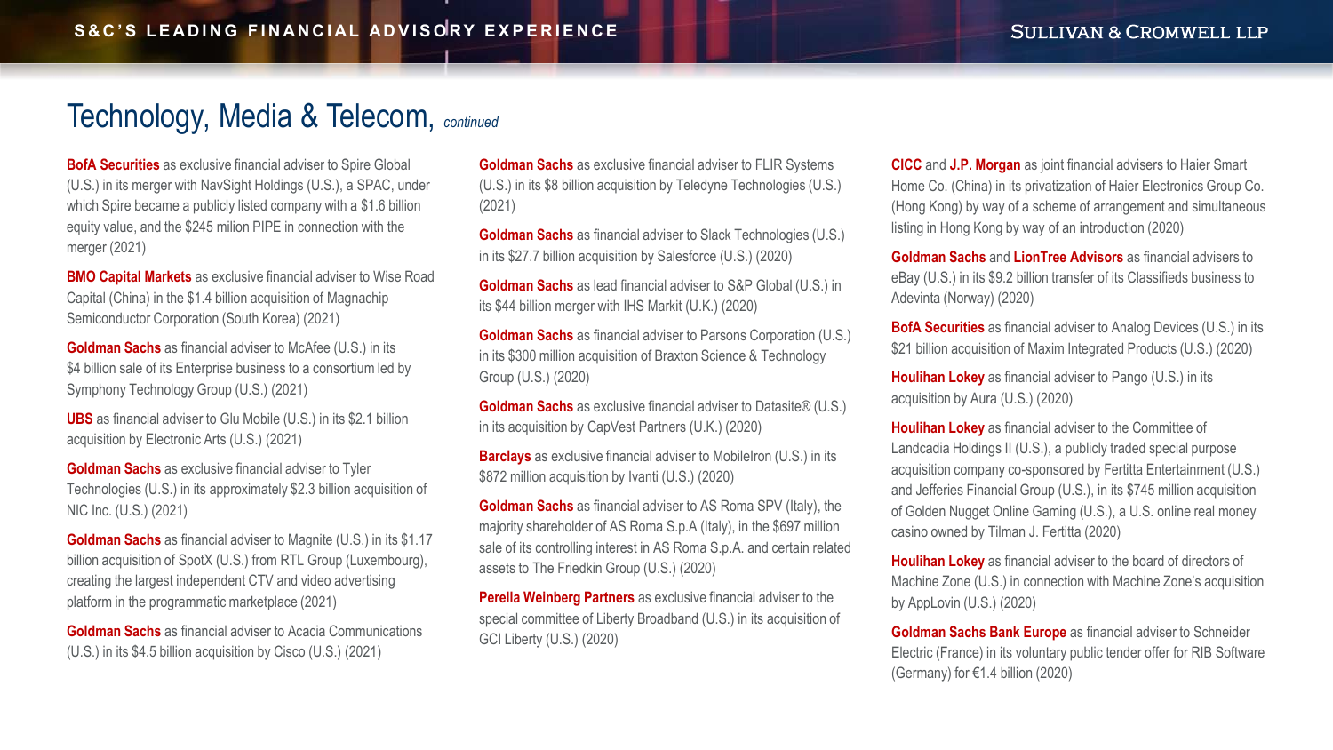# Technology, Media & Telecom, *continued*

**BofA Securities** as exclusive financial adviser to Spire Global (U.S.) in its merger with NavSight Holdings (U.S.), a SPAC, under which Spire became a publicly listed company with a $1.6 billion equity value, and the $245 milion PIPE in connection with the merger (2021)

**BMO Capital Markets** as exclusive financial adviser to Wise Road Capital (China) in the $1.4 billion acquisition of Magnachip Semiconductor Corporation (South Korea) (2021)

**Goldman Sachs** as financial adviser to McAfee (U.S.) in its $4 billion sale of its Enterprise business to a consortium led by Symphony Technology Group (U.S.) (2021)

**UBS** as financial adviser to Glu Mobile (U.S.) in its $2.1 billion acquisition by Electronic Arts (U.S.) (2021)

**Goldman Sachs** as exclusive financial adviser to Tyler Technologies (U.S.) in its approximately $2.3 billion acquisition of NIC Inc. (U.S.) (2021)

**Goldman Sachs** as financial adviser to Magnite (U.S.) in its $1.17 billion acquisition of SpotX (U.S.) from RTL Group (Luxembourg), creating the largest independent CTV and video advertising platform in the programmatic marketplace (2021)

**Goldman Sachs** as financial adviser to Acacia Communications (U.S.) in its $4.5 billion acquisition by Cisco (U.S.) (2021)

**Goldman Sachs** as exclusive financial adviser to FLIR Systems (U.S.) in its $8 billion acquisition by Teledyne Technologies (U.S.) (2021)

**Goldman Sachs** as financial adviser to Slack Technologies (U.S.) in its $27.7 billion acquisition by Salesforce (U.S.) (2020)

**Goldman Sachs** as lead financial adviser to S&P Global (U.S.) in its $44 billion merger with IHS Markit (U.K.) (2020)

**Goldman Sachs** as financial adviser to Parsons Corporation (U.S.) in its $300 million acquisition of Braxton Science & Technology Group (U.S.) (2020)

**Goldman Sachs** as exclusive financial adviser to Datasite® (U.S.) in its acquisition by CapVest Partners (U.K.) (2020)

**Barclays** as exclusive financial adviser to MobileIron (U.S.) in its $872 million acquisition by Ivanti (U.S.) (2020)

**Goldman Sachs** as financial adviser to AS Roma SPV (Italy), the majority shareholder of AS Roma S.p.A (Italy), in the $697 million sale of its controlling interest in AS Roma S.p.A. and certain related assets to The Friedkin Group (U.S.) (2020)

**Perella Weinberg Partners** as exclusive financial adviser to the special committee of Liberty Broadband (U.S.) in its acquisition of GCI Liberty (U.S.) (2020)

**CICC** and **J.P. Morgan** as joint financial advisers to Haier Smart Home Co. (China) in its privatization of Haier Electronics Group Co. (Hong Kong) by way of a scheme of arrangement and simultaneous listing in Hong Kong by way of an introduction (2020)

**Goldman Sachs** and **LionTree Advisors** as financial advisers to eBay (U.S.) in its $9.2 billion transfer of its Classifieds business to Adevinta (Norway) (2020)

**BofA Securities** as financial adviser to Analog Devices (U.S.) in its $21 billion acquisition of Maxim Integrated Products (U.S.) (2020)

**Houlihan Lokey** as financial adviser to Pango (U.S.) in its acquisition by Aura (U.S.) (2020)

**Houlihan Lokey** as financial adviser to the Committee of Landcadia Holdings II (U.S.), a publicly traded special purpose acquisition company co-sponsored by Fertitta Entertainment (U.S.) and Jefferies Financial Group (U.S.), in its $745 million acquisition of Golden Nugget Online Gaming (U.S.), a U.S. online real money casino owned by Tilman J. Fertitta (2020)

**Houlihan Lokey** as financial adviser to the board of directors of Machine Zone (U.S.) in connection with Machine Zone's acquisition by AppLovin (U.S.) (2020)

**Goldman Sachs Bank Europe** as financial adviser to Schneider Electric (France) in its voluntary public tender offer for RIB Software (Germany) for €1.4 billion (2020)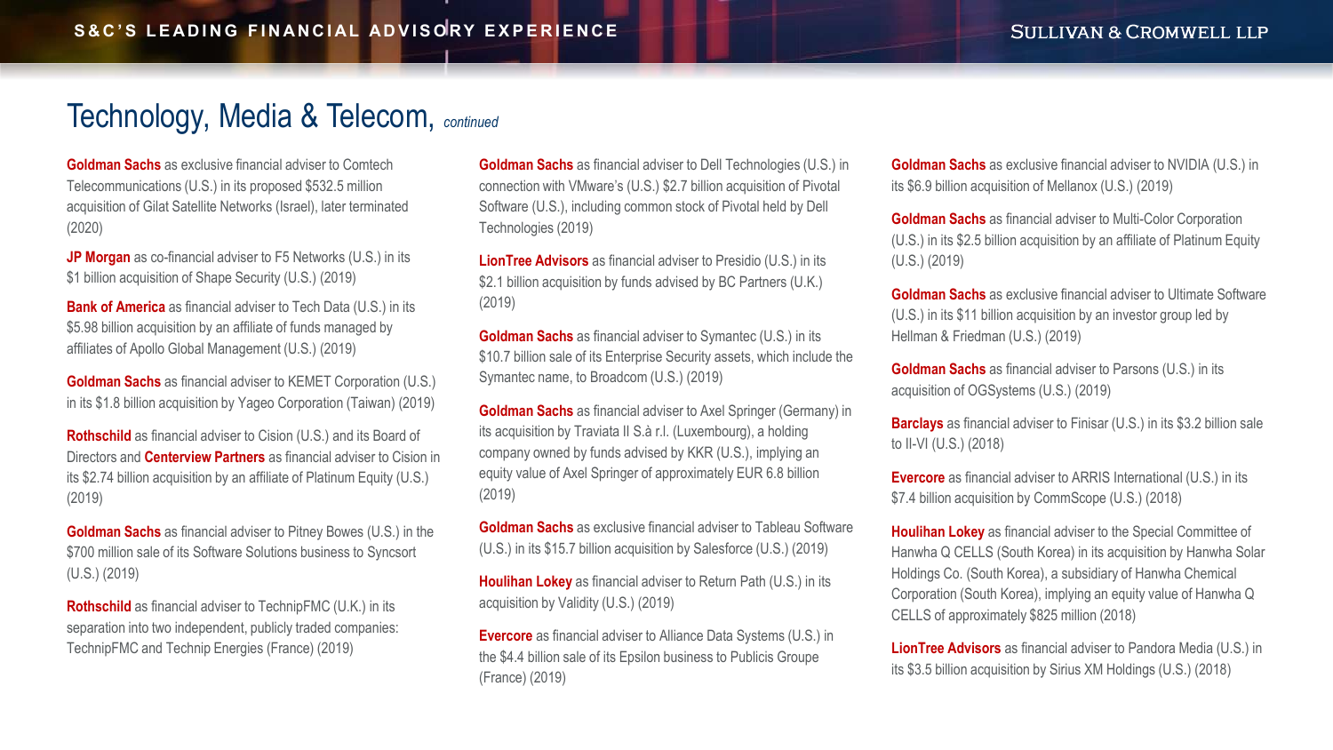# Technology, Media & Telecom, *continued*

**Goldman Sachs** as exclusive financial adviser to Comtech Telecommunications (U.S.) in its proposed $532.5 million acquisition of Gilat Satellite Networks (Israel), later terminated (2020)

**JP Morgan** as co-financial adviser to F5 Networks (U.S.) in its $1 billion acquisition of Shape Security (U.S.) (2019)

**Bank of America** as financial adviser to Tech Data (U.S.) in its $5.98 billion acquisition by an affiliate of funds managed by affiliates of Apollo Global Management (U.S.) (2019)

**Goldman Sachs** as financial adviser to KEMET Corporation (U.S.) in its $1.8 billion acquisition by Yageo Corporation (Taiwan) (2019)

**Rothschild** as financial adviser to Cision (U.S.) and its Board of Directors and **Centerview Partners** as financial adviser to Cision in its $2.74 billion acquisition by an affiliate of Platinum Equity (U.S.) (2019)

**Goldman Sachs** as financial adviser to Pitney Bowes (U.S.) in the $700 million sale of its Software Solutions business to Syncsort (U.S.) (2019)

**Rothschild** as financial adviser to TechnipFMC (U.K.) in its separation into two independent, publicly traded companies: TechnipFMC and Technip Energies (France) (2019)

**Goldman Sachs** as financial adviser to Dell Technologies (U.S.) in connection with VMware's (U.S.) $2.7 billion acquisition of Pivotal Software (U.S.), including common stock of Pivotal held by Dell Technologies (2019)

**LionTree Advisors** as financial adviser to Presidio (U.S.) in its $2.1 billion acquisition by funds advised by BC Partners (U.K.) (2019)

**Goldman Sachs** as financial adviser to Symantec (U.S.) in its $10.7 billion sale of its Enterprise Security assets, which include the Symantec name, to Broadcom (U.S.) (2019)

**Goldman Sachs** as financial adviser to Axel Springer (Germany) in its acquisition by Traviata II S.à r.l. (Luxembourg), a holding company owned by funds advised by KKR (U.S.), implying an equity value of Axel Springer of approximately EUR 6.8 billion (2019)

**Goldman Sachs** as exclusive financial adviser to Tableau Software (U.S.) in its $15.7 billion acquisition by Salesforce (U.S.) (2019)

**Houlihan Lokey** as financial adviser to Return Path (U.S.) in its acquisition by Validity (U.S.) (2019)

**Evercore** as financial adviser to Alliance Data Systems (U.S.) in the $4.4 billion sale of its Epsilon business to Publicis Groupe (France) (2019)

**Goldman Sachs** as exclusive financial adviser to NVIDIA (U.S.) in its $6.9 billion acquisition of Mellanox (U.S.) (2019)

**Goldman Sachs** as financial adviser to Multi-Color Corporation (U.S.) in its $2.5 billion acquisition by an affiliate of Platinum Equity (U.S.) (2019)

**Goldman Sachs** as exclusive financial adviser to Ultimate Software (U.S.) in its $11 billion acquisition by an investor group led by Hellman & Friedman (U.S.) (2019)

**Goldman Sachs** as financial adviser to Parsons (U.S.) in its acquisition of OGSystems (U.S.) (2019)

**Barclays** as financial adviser to Finisar (U.S.) in its $3.2 billion sale to II-VI (U.S.) (2018)

**Evercore** as financial adviser to ARRIS International (U.S.) in its $7.4 billion acquisition by CommScope (U.S.) (2018)

**Houlihan Lokey** as financial adviser to the Special Committee of Hanwha Q CELLS (South Korea) in its acquisition by Hanwha Solar Holdings Co. (South Korea), a subsidiary of Hanwha Chemical Corporation (South Korea), implying an equity value of Hanwha Q CELLS of approximately $825 million (2018)

**LionTree Advisors** as financial adviser to Pandora Media (U.S.) in its $3.5 billion acquisition by Sirius XM Holdings (U.S.) (2018)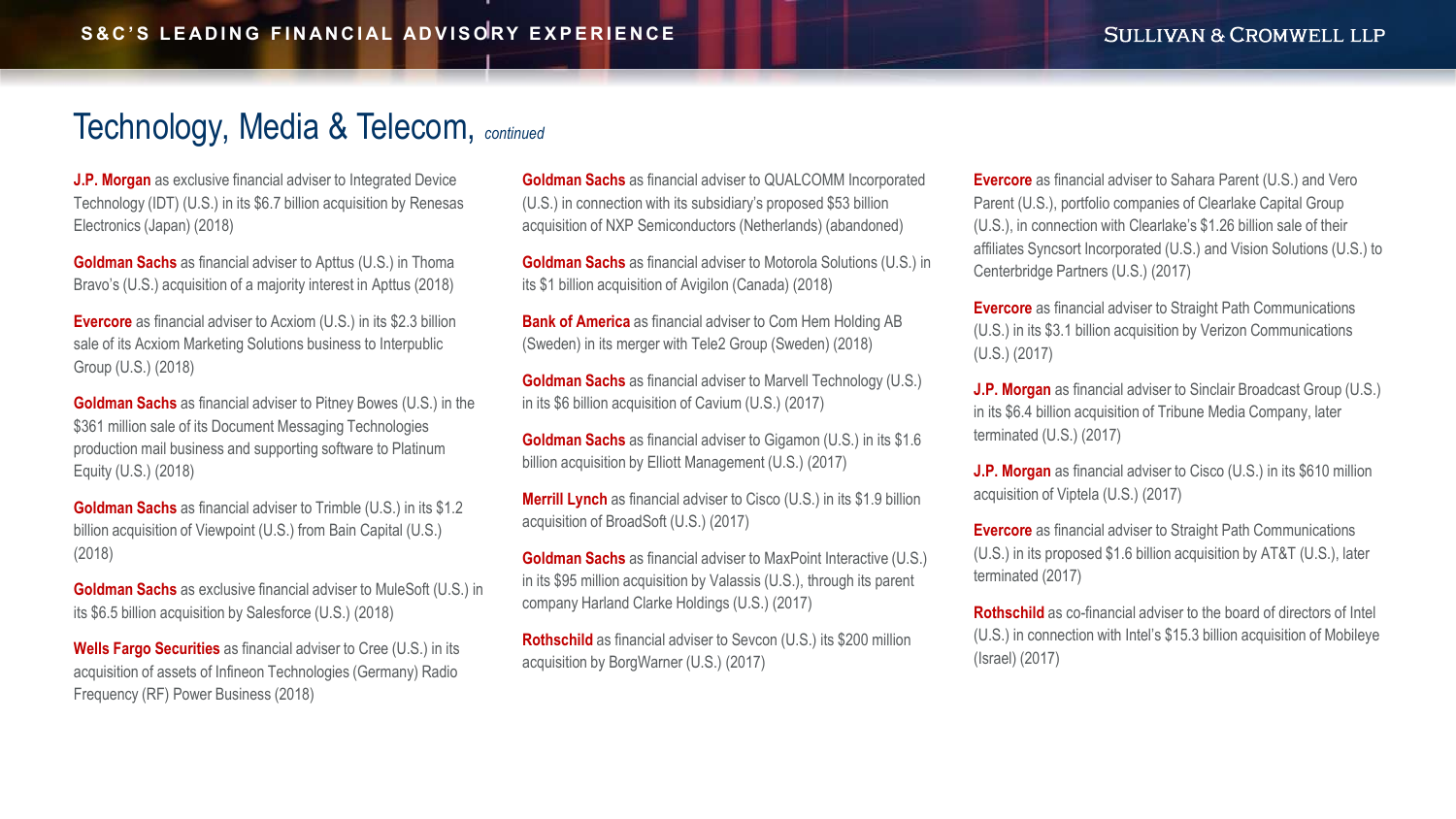# Technology, Media & Telecom, *continued*

**J.P. Morgan** as exclusive financial adviser to Integrated Device Technology (IDT) (U.S.) in its $6.7 billion acquisition by Renesas Electronics (Japan) (2018)

**Goldman Sachs** as financial adviser to Apttus (U.S.) in Thoma Bravo's (U.S.) acquisition of a majority interest in Apttus (2018)

**Evercore** as financial adviser to Acxiom (U.S.) in its $2.3 billion sale of its Acxiom Marketing Solutions business to Interpublic Group (U.S.) (2018)

**Goldman Sachs** as financial adviser to Pitney Bowes (U.S.) in the $361 million sale of its Document Messaging Technologies production mail business and supporting software to Platinum Equity (U.S.) (2018)

**Goldman Sachs** as financial adviser to Trimble (U.S.) in its $1.2 billion acquisition of Viewpoint (U.S.) from Bain Capital (U.S.) (2018)

**Goldman Sachs** as exclusive financial adviser to MuleSoft (U.S.) in its $6.5 billion acquisition by Salesforce (U.S.) (2018)

**Wells Fargo Securities** as financial adviser to Cree (U.S.) in its acquisition of assets of Infineon Technologies (Germany) Radio Frequency (RF) Power Business (2018)

**Goldman Sachs** as financial adviser to QUALCOMM Incorporated (U.S.) in connection with its subsidiary's proposed $53 billion acquisition of NXP Semiconductors (Netherlands) (abandoned)

**Goldman Sachs** as financial adviser to Motorola Solutions (U.S.) in its $1 billion acquisition of Avigilon (Canada) (2018)

**Bank of America** as financial adviser to Com Hem Holding AB (Sweden) in its merger with Tele2 Group (Sweden) (2018)

**Goldman Sachs** as financial adviser to Marvell Technology (U.S.) in its $6 billion acquisition of Cavium (U.S.) (2017)

**Goldman Sachs** as financial adviser to Gigamon (U.S.) in its $1.6 billion acquisition by Elliott Management (U.S.) (2017)

**Merrill Lynch** as financial adviser to Cisco (U.S.) in its $1.9 billion acquisition of BroadSoft (U.S.) (2017)

**Goldman Sachs** as financial adviser to MaxPoint Interactive (U.S.) in its $95 million acquisition by Valassis (U.S.), through its parent company Harland Clarke Holdings (U.S.) (2017)

**Rothschild** as financial adviser to Sevcon (U.S.) its $200 million acquisition by BorgWarner (U.S.) (2017)

**Evercore** as financial adviser to Sahara Parent (U.S.) and Vero Parent (U.S.), portfolio companies of Clearlake Capital Group (U.S.), in connection with Clearlake's $1.26 billion sale of their affiliates Syncsort Incorporated (U.S.) and Vision Solutions (U.S.) to Centerbridge Partners (U.S.) (2017)

**Evercore** as financial adviser to Straight Path Communications (U.S.) in its $3.1 billion acquisition by Verizon Communications (U.S.) (2017)

**J.P. Morgan** as financial adviser to Sinclair Broadcast Group (U.S.) in its $6.4 billion acquisition of Tribune Media Company, later terminated (U.S.) (2017)

**J.P. Morgan** as financial adviser to Cisco (U.S.) in its $610 million acquisition of Viptela (U.S.) (2017)

**Evercore** as financial adviser to Straight Path Communications (U.S.) in its proposed $1.6 billion acquisition by AT&T (U.S.), later terminated (2017)

**Rothschild** as co-financial adviser to the board of directors of Intel (U.S.) in connection with Intel's $15.3 billion acquisition of Mobileye (Israel) (2017)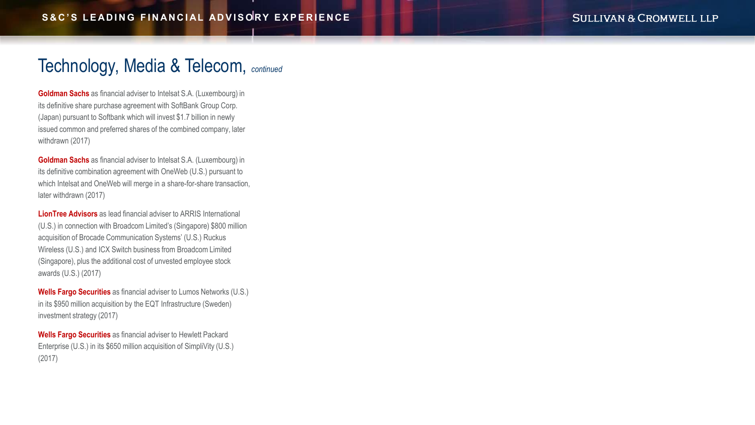# Technology, Media & Telecom, *continued*

**Goldman Sachs** as financial adviser to Intelsat S.A. (Luxembourg) in its definitive share purchase agreement with SoftBank Group Corp. (Japan) pursuant to Softbank which will invest $1.7 billion in newly issued common and preferred shares of the combined company, later withdrawn (2017)

**Goldman Sachs** as financial adviser to Intelsat S.A. (Luxembourg) in its definitive combination agreement with OneWeb (U.S.) pursuant to which Intelsat and OneWeb will merge in a share-for-share transaction, later withdrawn (2017)

**LionTree Advisors** as lead financial adviser to ARRIS International (U.S.) in connection with Broadcom Limited's (Singapore) $800 million acquisition of Brocade Communication Systems' (U.S.) Ruckus Wireless (U.S.) and ICX Switch business from Broadcom Limited (Singapore), plus the additional cost of unvested employee stock awards (U.S.) (2017)

**Wells Fargo Securities** as financial adviser to Lumos Networks (U.S.) in its $950 million acquisition by the EQT Infrastructure (Sweden) investment strategy (2017)

**Wells Fargo Securities** as financial adviser to Hewlett Packard Enterprise (U.S.) in its $650 million acquisition of SimpliVity (U.S.) (2017)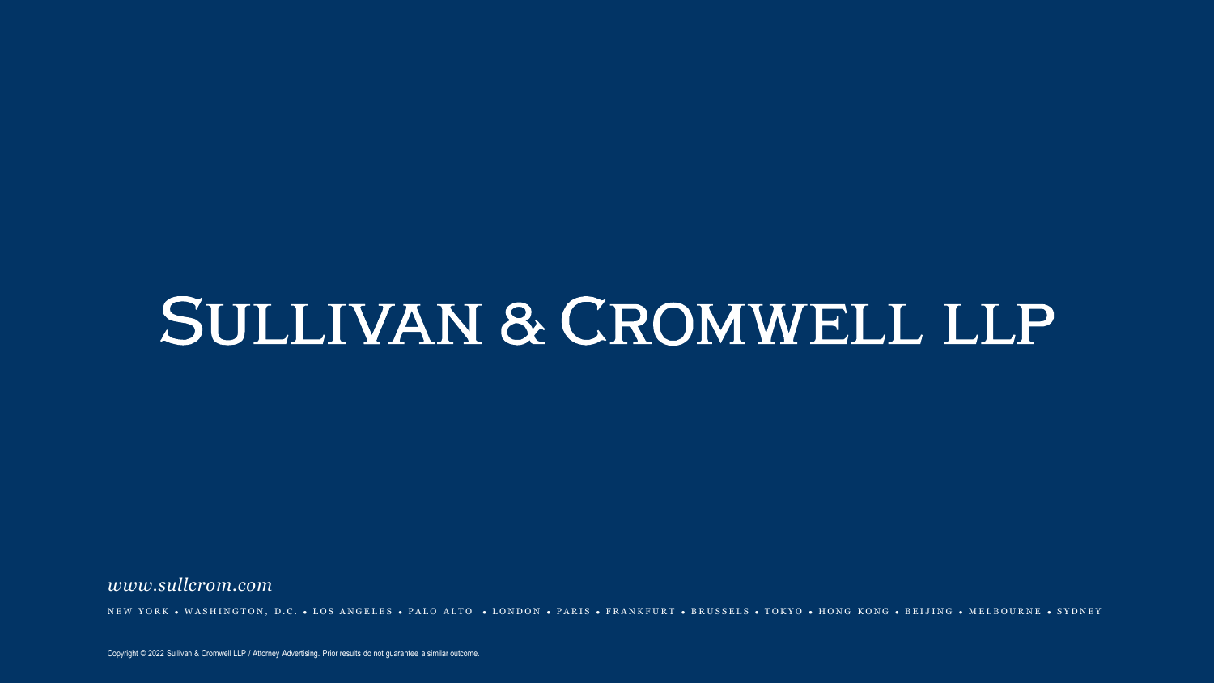# SULLIVAN & CROMWELL LLP

*www.sullcrom.com*

NEW YORK • WASHINGTON, D.C. • LOS ANGELES • PALO ALTO • LONDON • PARIS • FRANKFURT • BRUSSELS • TOKYO • HONG KONG • BEIJING • MELBOURNE • SYDNEY

Copyright © 2022 Sullivan & Cromwell LLP / Attorney Advertising. Prior results do not guarantee a similar outcome.